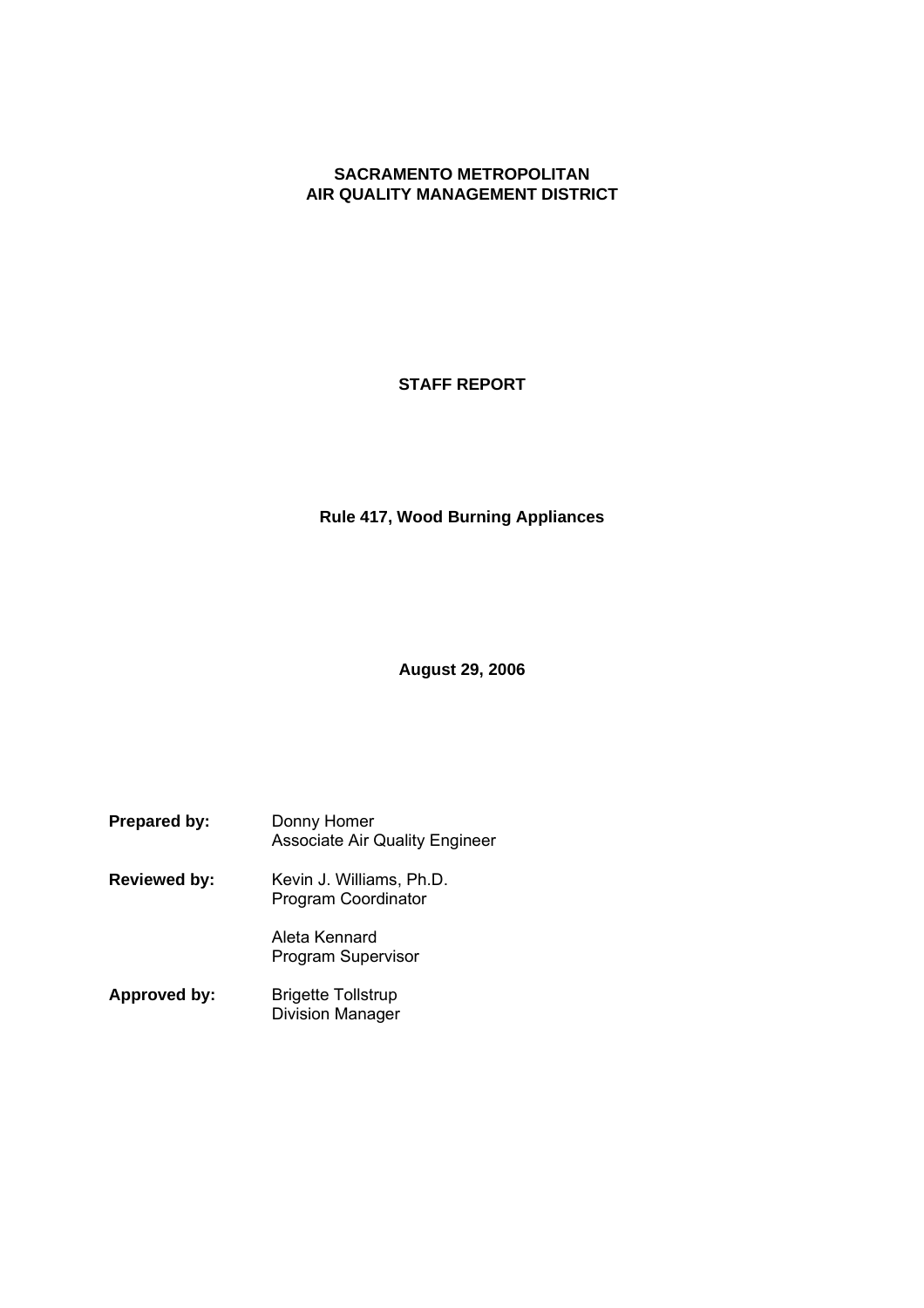**SACRAMENTO METROPOLITAN**
**AIR QUALITY MANAGEMENT DISTRICT**

# STAFF REPORT

## Rule 417, Wood Burning Appliances

**August 29, 2006**

**Prepared by:** Donny Homer
Associate Air Quality Engineer

**Reviewed by:** Kevin J. Williams, Ph.D.
Program Coordinator

Aleta Kennard
Program Supervisor

**Approved by:** Brigette Tollstrup
Division Manager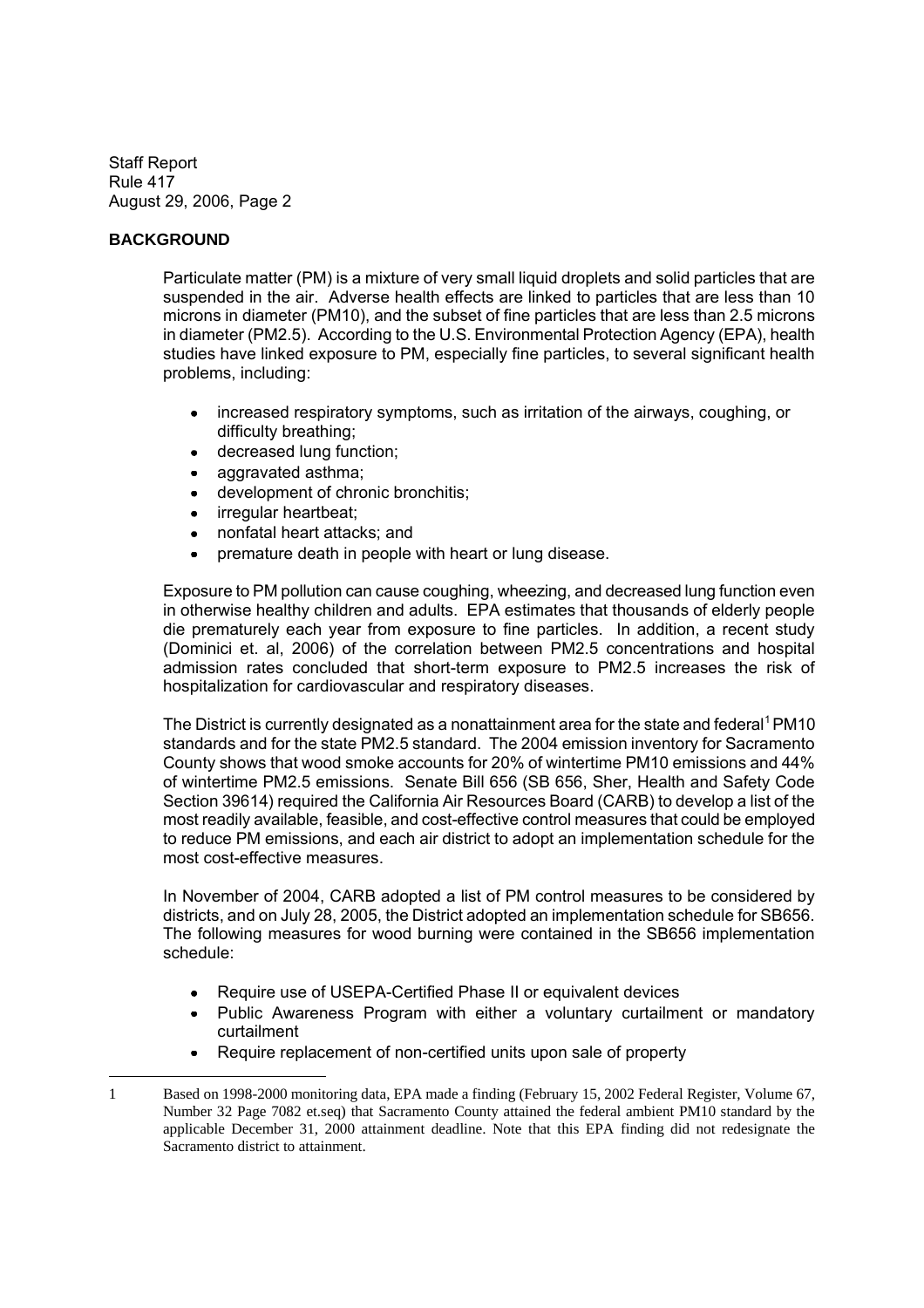## BACKGROUND

Particulate matter (PM) is a mixture of very small liquid droplets and solid particles that are suspended in the air. Adverse health effects are linked to particles that are less than 10 microns in diameter (PM10), and the subset of fine particles that are less than 2.5 microns in diameter (PM2.5). According to the U.S. Environmental Protection Agency (EPA), health studies have linked exposure to PM, especially fine particles, to several significant health problems, including:

- increased respiratory symptoms, such as irritation of the airways, coughing, or difficulty breathing;
- decreased lung function;
- aggravated asthma;
- development of chronic bronchitis;
- irregular heartbeat;
- nonfatal heart attacks; and
- premature death in people with heart or lung disease.

Exposure to PM pollution can cause coughing, wheezing, and decreased lung function even in otherwise healthy children and adults. EPA estimates that thousands of elderly people die prematurely each year from exposure to fine particles. In addition, a recent study (Dominici et. al, 2006) of the correlation between PM2.5 concentrations and hospital admission rates concluded that short-term exposure to PM2.5 increases the risk of hospitalization for cardiovascular and respiratory diseases.

The District is currently designated as a nonattainment area for the state and federal[1] PM10 standards and for the state PM2.5 standard. The 2004 emission inventory for Sacramento County shows that wood smoke accounts for 20% of wintertime PM10 emissions and 44% of wintertime PM2.5 emissions. Senate Bill 656 (SB 656, Sher, Health and Safety Code Section 39614) required the California Air Resources Board (CARB) to develop a list of the most readily available, feasible, and cost-effective control measures that could be employed to reduce PM emissions, and each air district to adopt an implementation schedule for the most cost-effective measures.

In November of 2004, CARB adopted a list of PM control measures to be considered by districts, and on July 28, 2005, the District adopted an implementation schedule for SB656. The following measures for wood burning were contained in the SB656 implementation schedule:

- Require use of USEPA-Certified Phase II or equivalent devices
- Public Awareness Program with either a voluntary curtailment or mandatory curtailment
- Require replacement of non-certified units upon sale of property

1 Based on 1998-2000 monitoring data, EPA made a finding (February 15, 2002 Federal Register, Volume 67, Number 32 Page 7082 et.seq) that Sacramento County attained the federal ambient PM10 standard by the applicable December 31, 2000 attainment deadline. Note that this EPA finding did not redesignate the Sacramento district to attainment.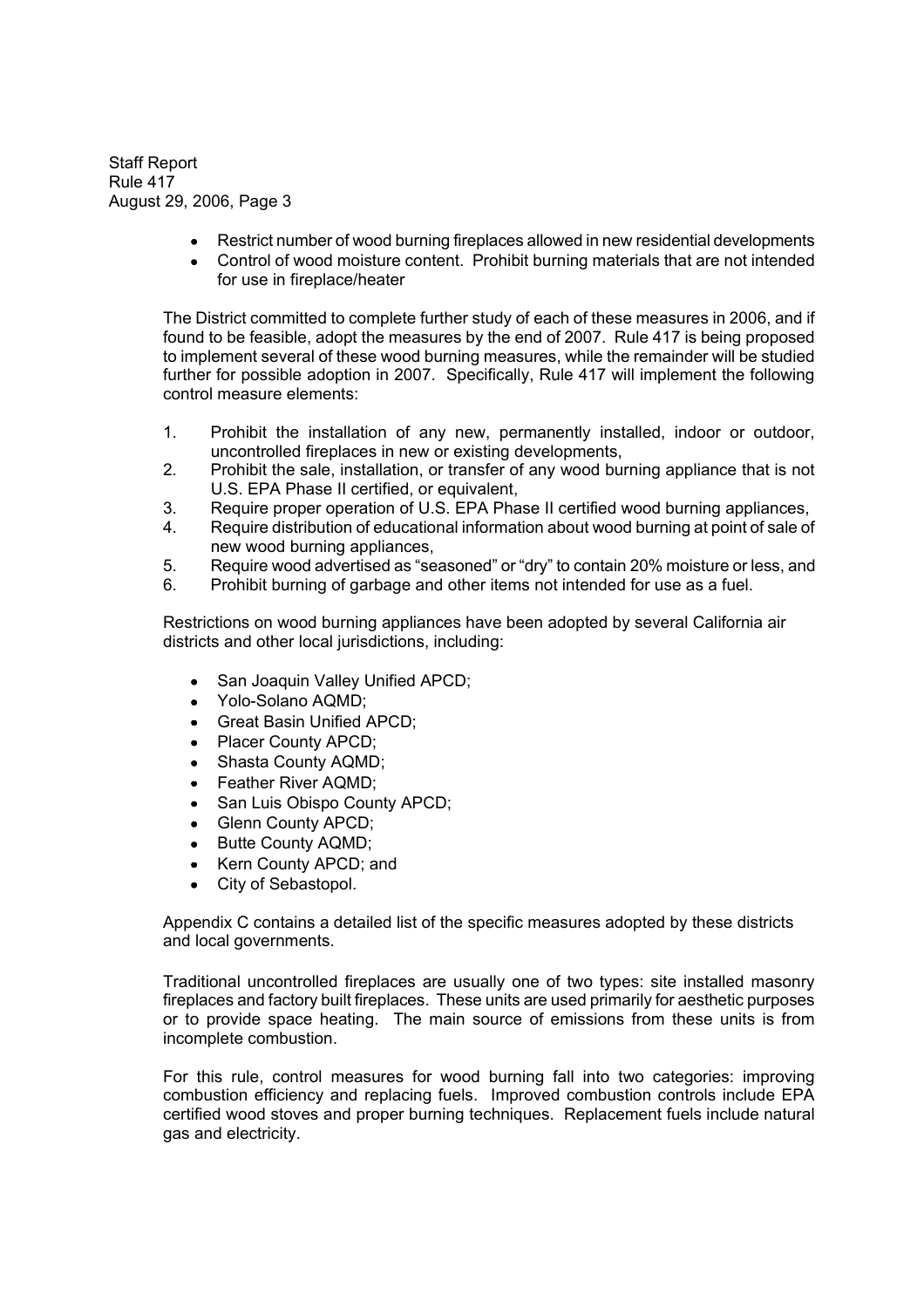- Restrict number of wood burning fireplaces allowed in new residential developments
- Control of wood moisture content. Prohibit burning materials that are not intended for use in fireplace/heater

The District committed to complete further study of each of these measures in 2006, and if found to be feasible, adopt the measures by the end of 2007. Rule 417 is being proposed to implement several of these wood burning measures, while the remainder will be studied further for possible adoption in 2007. Specifically, Rule 417 will implement the following control measure elements:

1. Prohibit the installation of any new, permanently installed, indoor or outdoor, uncontrolled fireplaces in new or existing developments,
2. Prohibit the sale, installation, or transfer of any wood burning appliance that is not U.S. EPA Phase II certified, or equivalent,
3. Require proper operation of U.S. EPA Phase II certified wood burning appliances,
4. Require distribution of educational information about wood burning at point of sale of new wood burning appliances,
5. Require wood advertised as "seasoned" or "dry" to contain 20% moisture or less, and
6. Prohibit burning of garbage and other items not intended for use as a fuel.

Restrictions on wood burning appliances have been adopted by several California air districts and other local jurisdictions, including:

- San Joaquin Valley Unified APCD;
- Yolo-Solano AQMD;
- Great Basin Unified APCD;
- Placer County APCD;
- Shasta County AQMD;
- Feather River AQMD;
- San Luis Obispo County APCD;
- Glenn County APCD;
- Butte County AQMD;
- Kern County APCD; and
- City of Sebastopol.

Appendix C contains a detailed list of the specific measures adopted by these districts and local governments.

Traditional uncontrolled fireplaces are usually one of two types: site installed masonry fireplaces and factory built fireplaces. These units are used primarily for aesthetic purposes or to provide space heating. The main source of emissions from these units is from incomplete combustion.

For this rule, control measures for wood burning fall into two categories: improving combustion efficiency and replacing fuels. Improved combustion controls include EPA certified wood stoves and proper burning techniques. Replacement fuels include natural gas and electricity.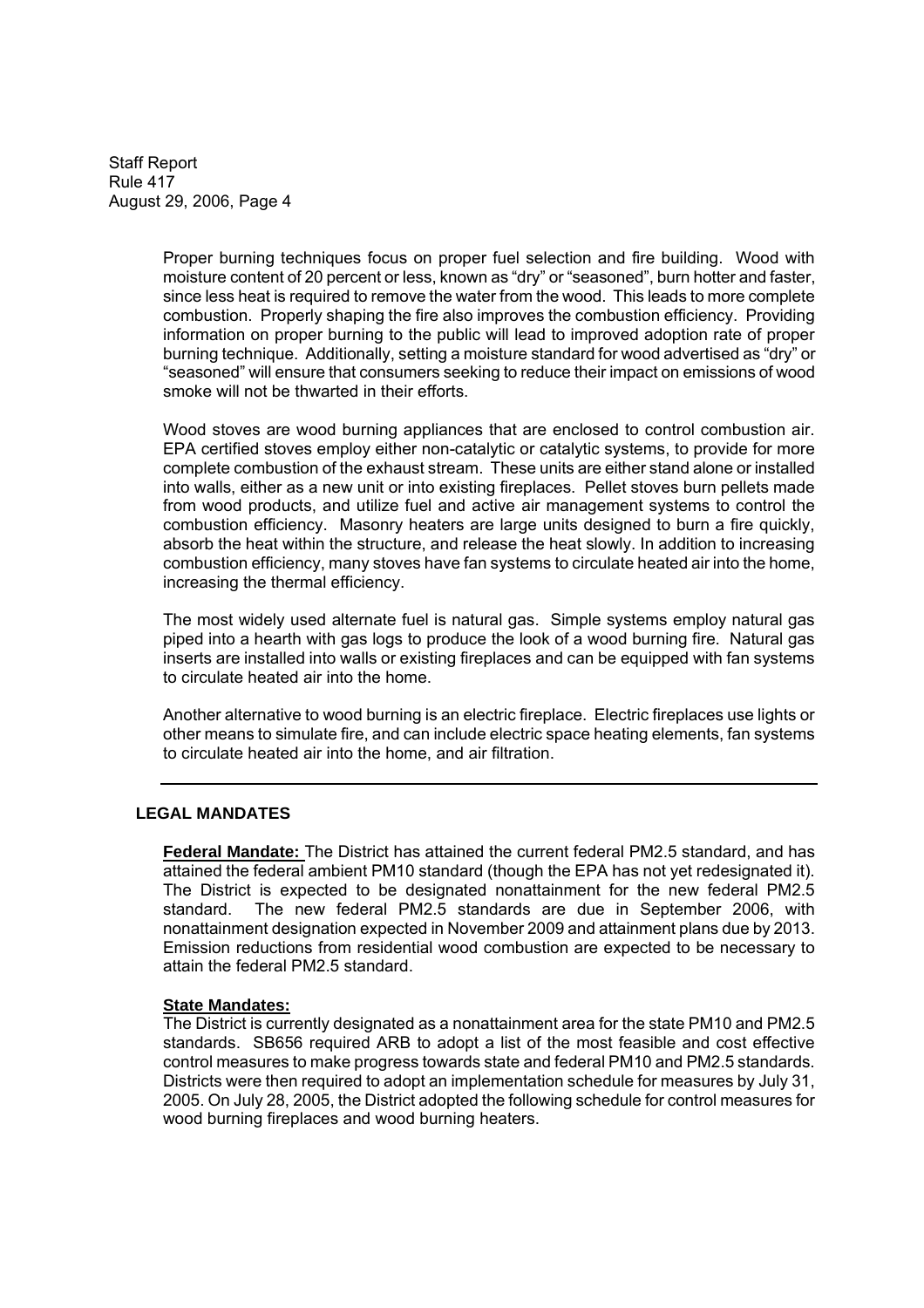Proper burning techniques focus on proper fuel selection and fire building. Wood with moisture content of 20 percent or less, known as "dry" or "seasoned", burn hotter and faster, since less heat is required to remove the water from the wood. This leads to more complete combustion. Properly shaping the fire also improves the combustion efficiency. Providing information on proper burning to the public will lead to improved adoption rate of proper burning technique. Additionally, setting a moisture standard for wood advertised as "dry" or "seasoned" will ensure that consumers seeking to reduce their impact on emissions of wood smoke will not be thwarted in their efforts.

Wood stoves are wood burning appliances that are enclosed to control combustion air. EPA certified stoves employ either non-catalytic or catalytic systems, to provide for more complete combustion of the exhaust stream. These units are either stand alone or installed into walls, either as a new unit or into existing fireplaces. Pellet stoves burn pellets made from wood products, and utilize fuel and active air management systems to control the combustion efficiency. Masonry heaters are large units designed to burn a fire quickly, absorb the heat within the structure, and release the heat slowly. In addition to increasing combustion efficiency, many stoves have fan systems to circulate heated air into the home, increasing the thermal efficiency.

The most widely used alternate fuel is natural gas. Simple systems employ natural gas piped into a hearth with gas logs to produce the look of a wood burning fire. Natural gas inserts are installed into walls or existing fireplaces and can be equipped with fan systems to circulate heated air into the home.

Another alternative to wood burning is an electric fireplace. Electric fireplaces use lights or other means to simulate fire, and can include electric space heating elements, fan systems to circulate heated air into the home, and air filtration.

---

## LEGAL MANDATES

**Federal Mandate:** The District has attained the current federal PM2.5 standard, and has attained the federal ambient PM10 standard (though the EPA has not yet redesignated it). The District is expected to be designated nonattainment for the new federal PM2.5 standard. The new federal PM2.5 standards are due in September 2006, with nonattainment designation expected in November 2009 and attainment plans due by 2013. Emission reductions from residential wood combustion are expected to be necessary to attain the federal PM2.5 standard.

**State Mandates:**
The District is currently designated as a nonattainment area for the state PM10 and PM2.5 standards. SB656 required ARB to adopt a list of the most feasible and cost effective control measures to make progress towards state and federal PM10 and PM2.5 standards. Districts were then required to adopt an implementation schedule for measures by July 31, 2005. On July 28, 2005, the District adopted the following schedule for control measures for wood burning fireplaces and wood burning heaters.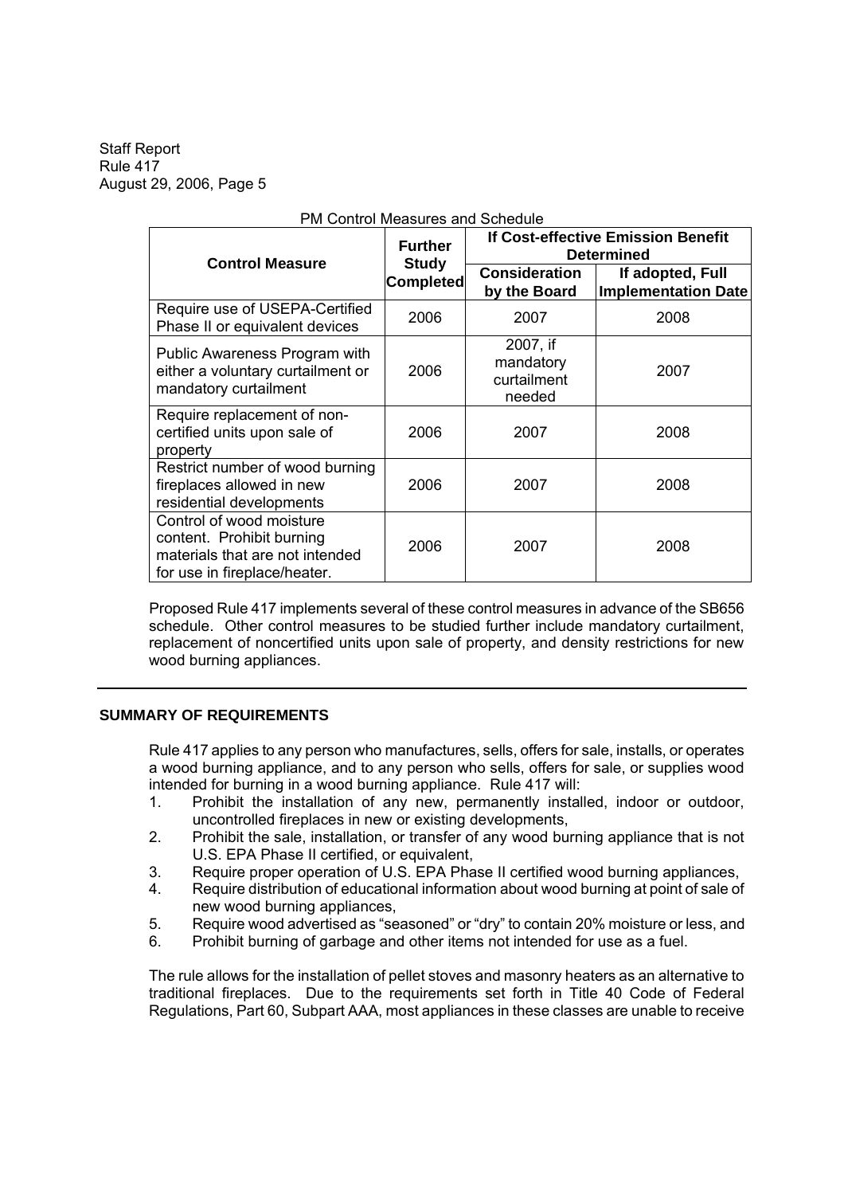PM Control Measures and Schedule

| Control Measure | Further Study Completed | If Cost-effective Emission Benefit Determined | |
|---|---|---|---|
| | | Consideration by the Board | If adopted, Full Implementation Date |
| Require use of USEPA-Certified Phase II or equivalent devices | 2006 | 2007 | 2008 |
| Public Awareness Program with either a voluntary curtailment or mandatory curtailment | 2006 | 2007, if mandatory curtailment needed | 2007 |
| Require replacement of non-certified units upon sale of property | 2006 | 2007 | 2008 |
| Restrict number of wood burning fireplaces allowed in new residential developments | 2006 | 2007 | 2008 |
| Control of wood moisture content. Prohibit burning materials that are not intended for use in fireplace/heater. | 2006 | 2007 | 2008 |

Proposed Rule 417 implements several of these control measures in advance of the SB656 schedule. Other control measures to be studied further include mandatory curtailment, replacement of noncertified units upon sale of property, and density restrictions for new wood burning appliances.

---

## SUMMARY OF REQUIREMENTS

Rule 417 applies to any person who manufactures, sells, offers for sale, installs, or operates a wood burning appliance, and to any person who sells, offers for sale, or supplies wood intended for burning in a wood burning appliance. Rule 417 will:

1. Prohibit the installation of any new, permanently installed, indoor or outdoor, uncontrolled fireplaces in new or existing developments,
2. Prohibit the sale, installation, or transfer of any wood burning appliance that is not U.S. EPA Phase II certified, or equivalent,
3. Require proper operation of U.S. EPA Phase II certified wood burning appliances,
4. Require distribution of educational information about wood burning at point of sale of new wood burning appliances,
5. Require wood advertised as "seasoned" or "dry" to contain 20% moisture or less, and
6. Prohibit burning of garbage and other items not intended for use as a fuel.

The rule allows for the installation of pellet stoves and masonry heaters as an alternative to traditional fireplaces. Due to the requirements set forth in Title 40 Code of Federal Regulations, Part 60, Subpart AAA, most appliances in these classes are unable to receive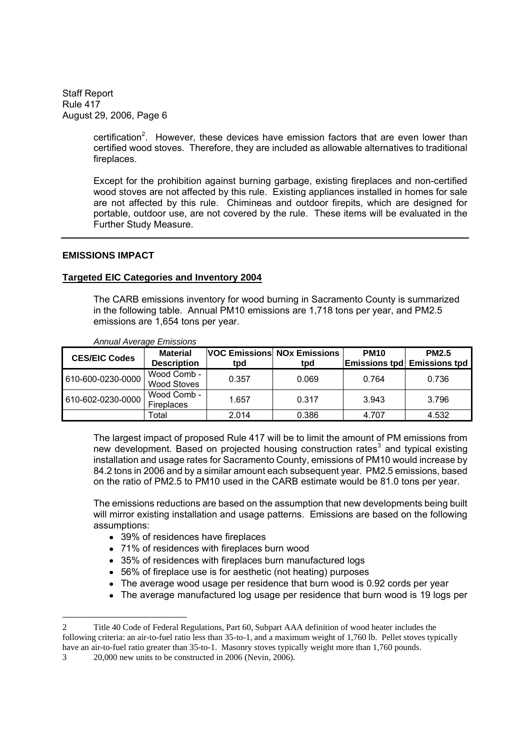certification[2]. However, these devices have emission factors that are even lower than certified wood stoves. Therefore, they are included as allowable alternatives to traditional fireplaces.

Except for the prohibition against burning garbage, existing fireplaces and non-certified wood stoves are not affected by this rule. Existing appliances installed in homes for sale are not affected by this rule. Chimineas and outdoor firepits, which are designed for portable, outdoor use, are not covered by the rule. These items will be evaluated in the Further Study Measure.

---

## EMISSIONS IMPACT

### Targeted EIC Categories and Inventory 2004

The CARB emissions inventory for wood burning in Sacramento County is summarized in the following table. Annual PM10 emissions are 1,718 tons per year, and PM2.5 emissions are 1,654 tons per year.

*Annual Average Emissions*

| CES/EIC Codes | Material Description | VOC Emissions tpd | NOx Emissions tpd | PM10 Emissions tpd | PM2.5 Emissions tpd |
|---|---|---|---|---|---|
| 610-600-0230-0000 | Wood Comb - Wood Stoves | 0.357 | 0.069 | 0.764 | 0.736 |
| 610-602-0230-0000 | Wood Comb - Fireplaces | 1.657 | 0.317 | 3.943 | 3.796 |
| | Total | 2.014 | 0.386 | 4.707 | 4.532 |

The largest impact of proposed Rule 417 will be to limit the amount of PM emissions from new development. Based on projected housing construction rates[3] and typical existing installation and usage rates for Sacramento County, emissions of PM10 would increase by 84.2 tons in 2006 and by a similar amount each subsequent year. PM2.5 emissions, based on the ratio of PM2.5 to PM10 used in the CARB estimate would be 81.0 tons per year.

The emissions reductions are based on the assumption that new developments being built will mirror existing installation and usage patterns. Emissions are based on the following assumptions:

- 39% of residences have fireplaces
- 71% of residences with fireplaces burn wood
- 35% of residences with fireplaces burn manufactured logs
- 56% of fireplace use is for aesthetic (not heating) purposes
- The average wood usage per residence that burn wood is 0.92 cords per year
- The average manufactured log usage per residence that burn wood is 19 logs per

---

2 Title 40 Code of Federal Regulations, Part 60, Subpart AAA definition of wood heater includes the following criteria: an air-to-fuel ratio less than 35-to-1, and a maximum weight of 1,760 lb. Pellet stoves typically have an air-to-fuel ratio greater than 35-to-1. Masonry stoves typically weight more than 1,760 pounds.

3 20,000 new units to be constructed in 2006 (Nevin, 2006).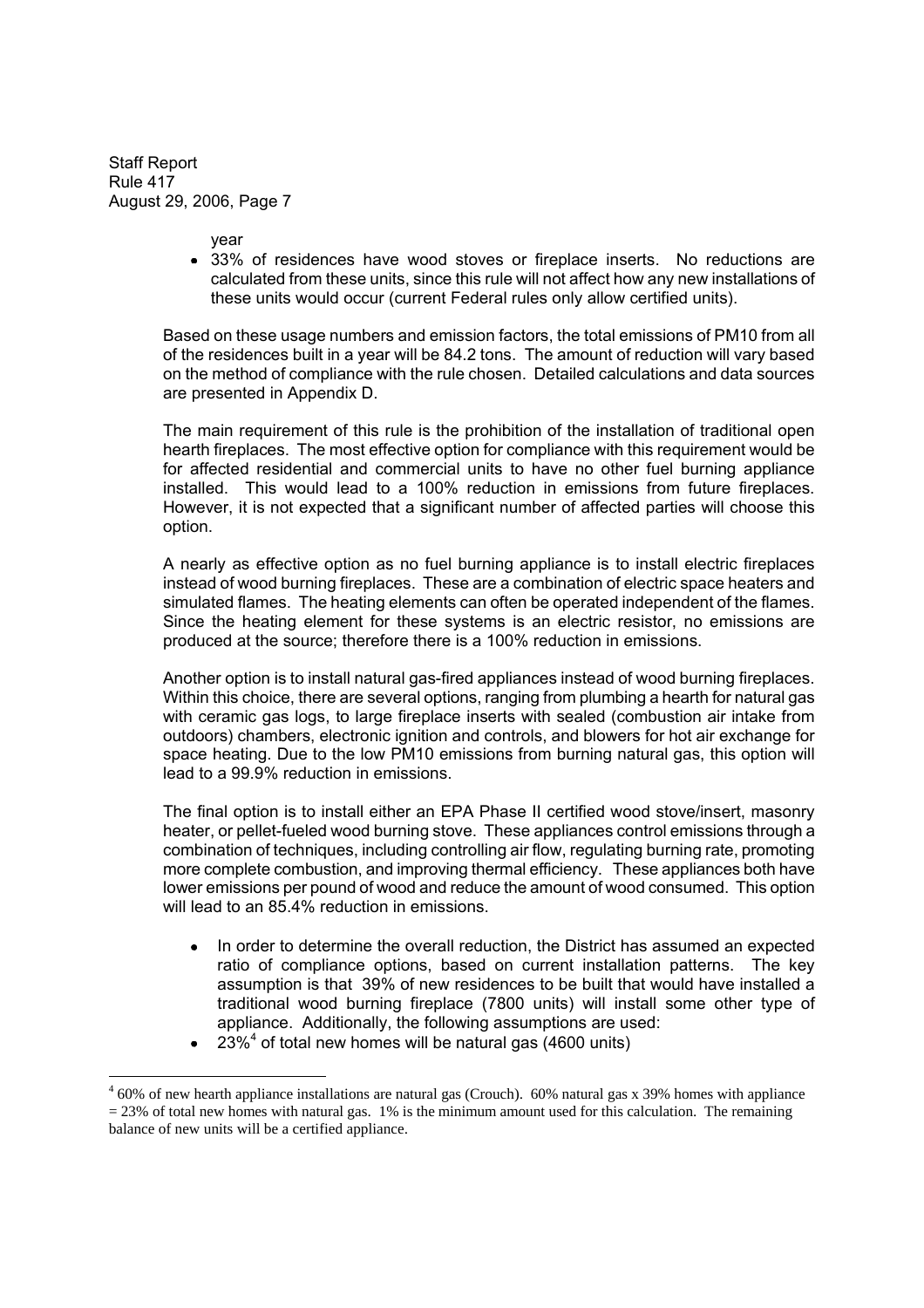year

- 33% of residences have wood stoves or fireplace inserts. No reductions are calculated from these units, since this rule will not affect how any new installations of these units would occur (current Federal rules only allow certified units).

Based on these usage numbers and emission factors, the total emissions of PM10 from all of the residences built in a year will be 84.2 tons. The amount of reduction will vary based on the method of compliance with the rule chosen. Detailed calculations and data sources are presented in Appendix D.

The main requirement of this rule is the prohibition of the installation of traditional open hearth fireplaces. The most effective option for compliance with this requirement would be for affected residential and commercial units to have no other fuel burning appliance installed. This would lead to a 100% reduction in emissions from future fireplaces. However, it is not expected that a significant number of affected parties will choose this option.

A nearly as effective option as no fuel burning appliance is to install electric fireplaces instead of wood burning fireplaces. These are a combination of electric space heaters and simulated flames. The heating elements can often be operated independent of the flames. Since the heating element for these systems is an electric resistor, no emissions are produced at the source; therefore there is a 100% reduction in emissions.

Another option is to install natural gas-fired appliances instead of wood burning fireplaces. Within this choice, there are several options, ranging from plumbing a hearth for natural gas with ceramic gas logs, to large fireplace inserts with sealed (combustion air intake from outdoors) chambers, electronic ignition and controls, and blowers for hot air exchange for space heating. Due to the low PM10 emissions from burning natural gas, this option will lead to a 99.9% reduction in emissions.

The final option is to install either an EPA Phase II certified wood stove/insert, masonry heater, or pellet-fueled wood burning stove. These appliances control emissions through a combination of techniques, including controlling air flow, regulating burning rate, promoting more complete combustion, and improving thermal efficiency. These appliances both have lower emissions per pound of wood and reduce the amount of wood consumed. This option will lead to an 85.4% reduction in emissions.

- In order to determine the overall reduction, the District has assumed an expected ratio of compliance options, based on current installation patterns. The key assumption is that 39% of new residences to be built that would have installed a traditional wood burning fireplace (7800 units) will install some other type of appliance. Additionally, the following assumptions are used:
- 23%[4] of total new homes will be natural gas (4600 units)

[4] 60% of new hearth appliance installations are natural gas (Crouch). 60% natural gas x 39% homes with appliance = 23% of total new homes with natural gas. 1% is the minimum amount used for this calculation. The remaining balance of new units will be a certified appliance.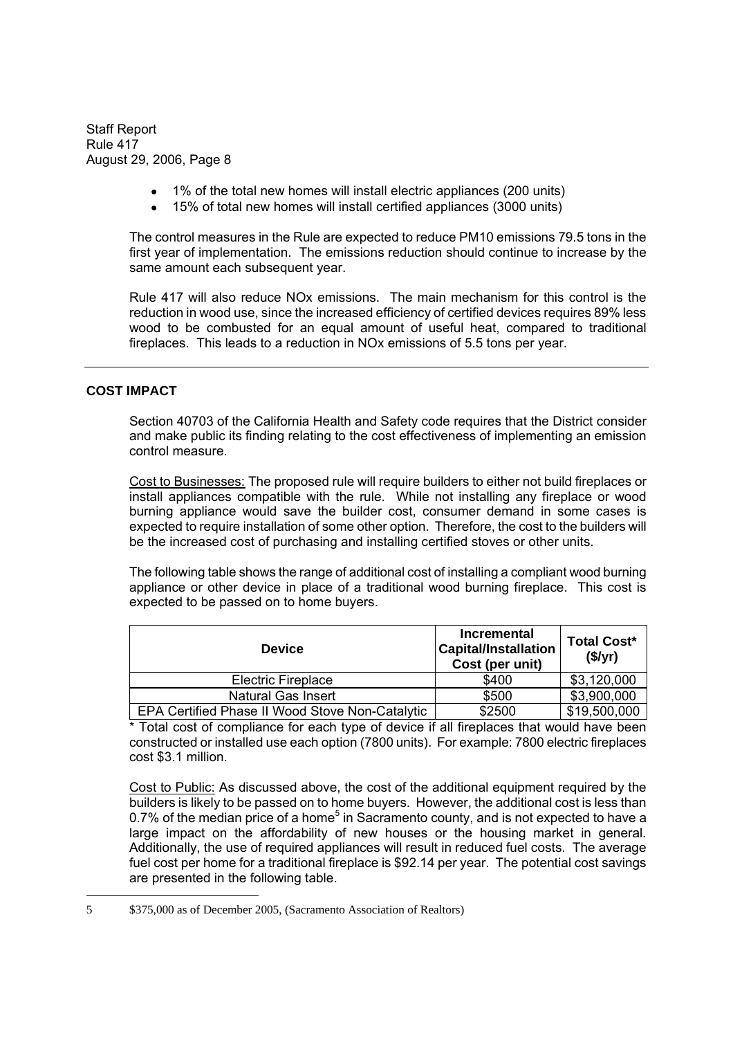- 1% of the total new homes will install electric appliances (200 units)
- 15% of total new homes will install certified appliances (3000 units)

The control measures in the Rule are expected to reduce PM10 emissions 79.5 tons in the first year of implementation. The emissions reduction should continue to increase by the same amount each subsequent year.

Rule 417 will also reduce NOx emissions. The main mechanism for this control is the reduction in wood use, since the increased efficiency of certified devices requires 89% less wood to be combusted for an equal amount of useful heat, compared to traditional fireplaces. This leads to a reduction in NOx emissions of 5.5 tons per year.

---

## COST IMPACT

Section 40703 of the California Health and Safety code requires that the District consider and make public its finding relating to the cost effectiveness of implementing an emission control measure.

Cost to Businesses: The proposed rule will require builders to either not build fireplaces or install appliances compatible with the rule. While not installing any fireplace or wood burning appliance would save the builder cost, consumer demand in some cases is expected to require installation of some other option. Therefore, the cost to the builders will be the increased cost of purchasing and installing certified stoves or other units.

The following table shows the range of additional cost of installing a compliant wood burning appliance or other device in place of a traditional wood burning fireplace. This cost is expected to be passed on to home buyers.

| Device | Incremental Capital/Installation Cost (per unit) | Total Cost* ($/yr) |
|---|---|---|
| Electric Fireplace | $400 | $3,120,000 |
| Natural Gas Insert | $500 | $3,900,000 |
| EPA Certified Phase II Wood Stove Non-Catalytic | $2500 | $19,500,000 |

* Total cost of compliance for each type of device if all fireplaces that would have been constructed or installed use each option (7800 units). For example: 7800 electric fireplaces cost $3.1 million.

Cost to Public: As discussed above, the cost of the additional equipment required by the builders is likely to be passed on to home buyers. However, the additional cost is less than 0.7% of the median price of a home[5] in Sacramento county, and is not expected to have a large impact on the affordability of new houses or the housing market in general. Additionally, the use of required appliances will result in reduced fuel costs. The average fuel cost per home for a traditional fireplace is $92.14 per year. The potential cost savings are presented in the following table.

---

5 $375,000 as of December 2005, (Sacramento Association of Realtors)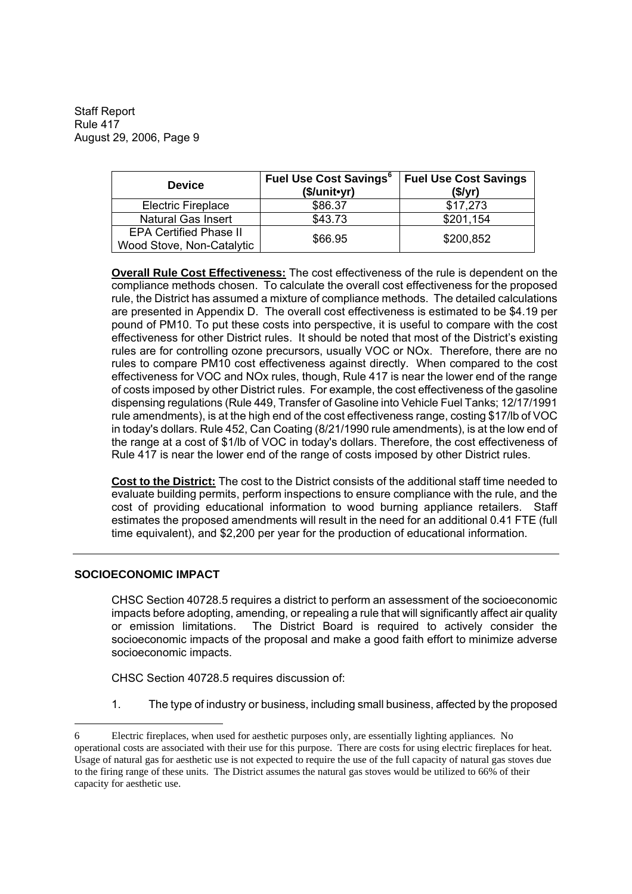| Device | Fuel Use Cost Savings[6] ($/unit•yr) | Fuel Use Cost Savings ($/yr) |
|---|---|---|
| Electric Fireplace | $86.37 | $17,273 |
| Natural Gas Insert | $43.73 | $201,154 |
| EPA Certified Phase II Wood Stove, Non-Catalytic | $66.95 | $200,852 |

**Overall Rule Cost Effectiveness:** The cost effectiveness of the rule is dependent on the compliance methods chosen. To calculate the overall cost effectiveness for the proposed rule, the District has assumed a mixture of compliance methods. The detailed calculations are presented in Appendix D. The overall cost effectiveness is estimated to be $4.19 per pound of PM10. To put these costs into perspective, it is useful to compare with the cost effectiveness for other District rules. It should be noted that most of the District's existing rules are for controlling ozone precursors, usually VOC or NOx. Therefore, there are no rules to compare PM10 cost effectiveness against directly. When compared to the cost effectiveness for VOC and NOx rules, though, Rule 417 is near the lower end of the range of costs imposed by other District rules. For example, the cost effectiveness of the gasoline dispensing regulations (Rule 449, Transfer of Gasoline into Vehicle Fuel Tanks; 12/17/1991 rule amendments), is at the high end of the cost effectiveness range, costing $17/lb of VOC in today's dollars. Rule 452, Can Coating (8/21/1990 rule amendments), is at the low end of the range at a cost of $1/lb of VOC in today's dollars. Therefore, the cost effectiveness of Rule 417 is near the lower end of the range of costs imposed by other District rules.

**Cost to the District:** The cost to the District consists of the additional staff time needed to evaluate building permits, perform inspections to ensure compliance with the rule, and the cost of providing educational information to wood burning appliance retailers. Staff estimates the proposed amendments will result in the need for an additional 0.41 FTE (full time equivalent), and $2,200 per year for the production of educational information.

---

## SOCIOECONOMIC IMPACT

CHSC Section 40728.5 requires a district to perform an assessment of the socioeconomic impacts before adopting, amending, or repealing a rule that will significantly affect air quality or emission limitations. The District Board is required to actively consider the socioeconomic impacts of the proposal and make a good faith effort to minimize adverse socioeconomic impacts.

CHSC Section 40728.5 requires discussion of:

1. The type of industry or business, including small business, affected by the proposed

---

6 Electric fireplaces, when used for aesthetic purposes only, are essentially lighting appliances. No operational costs are associated with their use for this purpose. There are costs for using electric fireplaces for heat. Usage of natural gas for aesthetic use is not expected to require the use of the full capacity of natural gas stoves due to the firing range of these units. The District assumes the natural gas stoves would be utilized to 66% of their capacity for aesthetic use.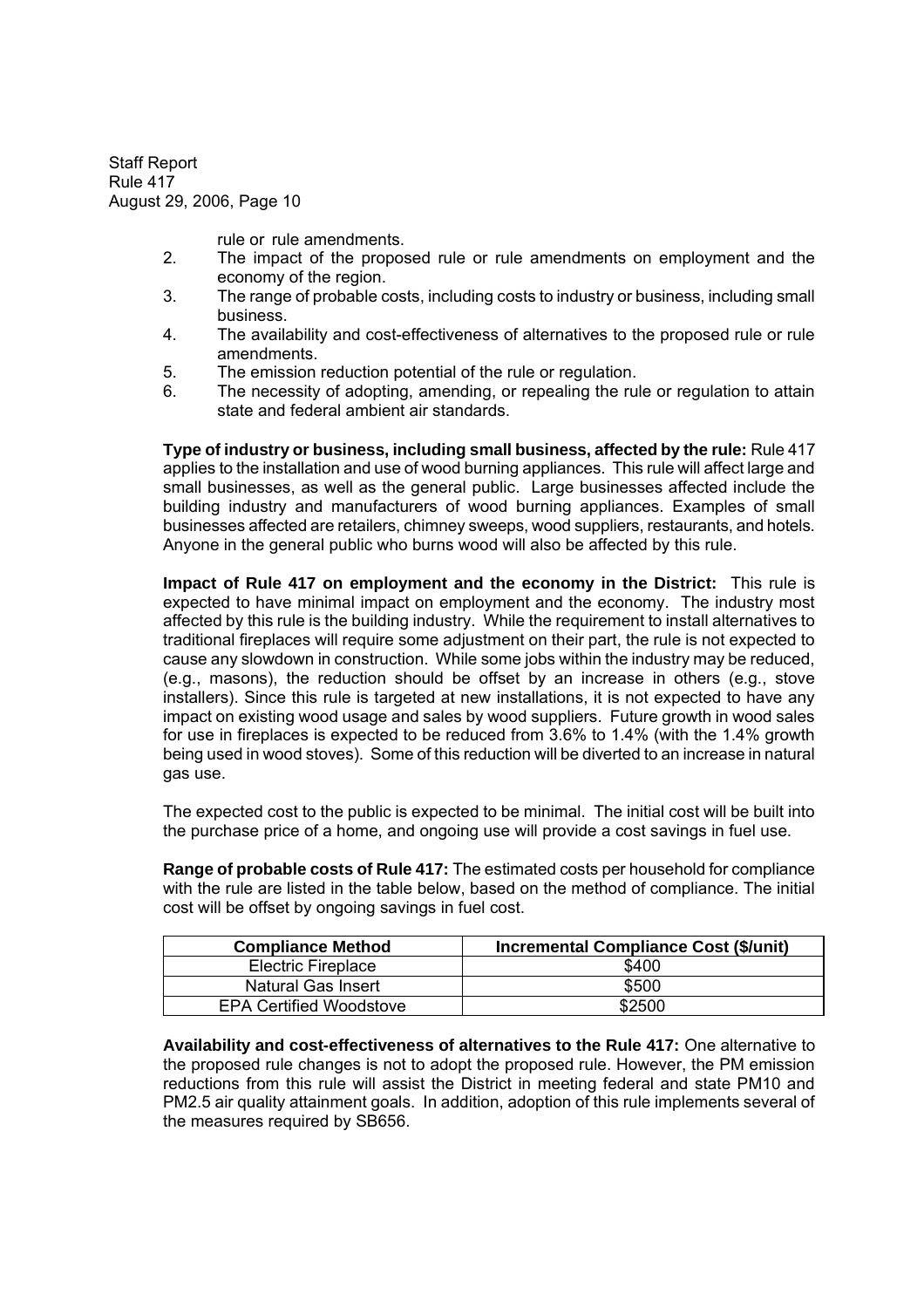rule or rule amendments.

2. The impact of the proposed rule or rule amendments on employment and the economy of the region.
3. The range of probable costs, including costs to industry or business, including small business.
4. The availability and cost-effectiveness of alternatives to the proposed rule or rule amendments.
5. The emission reduction potential of the rule or regulation.
6. The necessity of adopting, amending, or repealing the rule or regulation to attain state and federal ambient air standards.

**Type of industry or business, including small business, affected by the rule:** Rule 417 applies to the installation and use of wood burning appliances. This rule will affect large and small businesses, as well as the general public. Large businesses affected include the building industry and manufacturers of wood burning appliances. Examples of small businesses affected are retailers, chimney sweeps, wood suppliers, restaurants, and hotels. Anyone in the general public who burns wood will also be affected by this rule.

**Impact of Rule 417 on employment and the economy in the District:** This rule is expected to have minimal impact on employment and the economy. The industry most affected by this rule is the building industry. While the requirement to install alternatives to traditional fireplaces will require some adjustment on their part, the rule is not expected to cause any slowdown in construction. While some jobs within the industry may be reduced, (e.g., masons), the reduction should be offset by an increase in others (e.g., stove installers). Since this rule is targeted at new installations, it is not expected to have any impact on existing wood usage and sales by wood suppliers. Future growth in wood sales for use in fireplaces is expected to be reduced from 3.6% to 1.4% (with the 1.4% growth being used in wood stoves). Some of this reduction will be diverted to an increase in natural gas use.

The expected cost to the public is expected to be minimal. The initial cost will be built into the purchase price of a home, and ongoing use will provide a cost savings in fuel use.

**Range of probable costs of Rule 417:** The estimated costs per household for compliance with the rule are listed in the table below, based on the method of compliance. The initial cost will be offset by ongoing savings in fuel cost.

| Compliance Method | Incremental Compliance Cost ($/unit) |
|---|---|
| Electric Fireplace | $400 |
| Natural Gas Insert | $500 |
| EPA Certified Woodstove | $2500 |

**Availability and cost-effectiveness of alternatives to the Rule 417:** One alternative to the proposed rule changes is not to adopt the proposed rule. However, the PM emission reductions from this rule will assist the District in meeting federal and state PM10 and PM2.5 air quality attainment goals. In addition, adoption of this rule implements several of the measures required by SB656.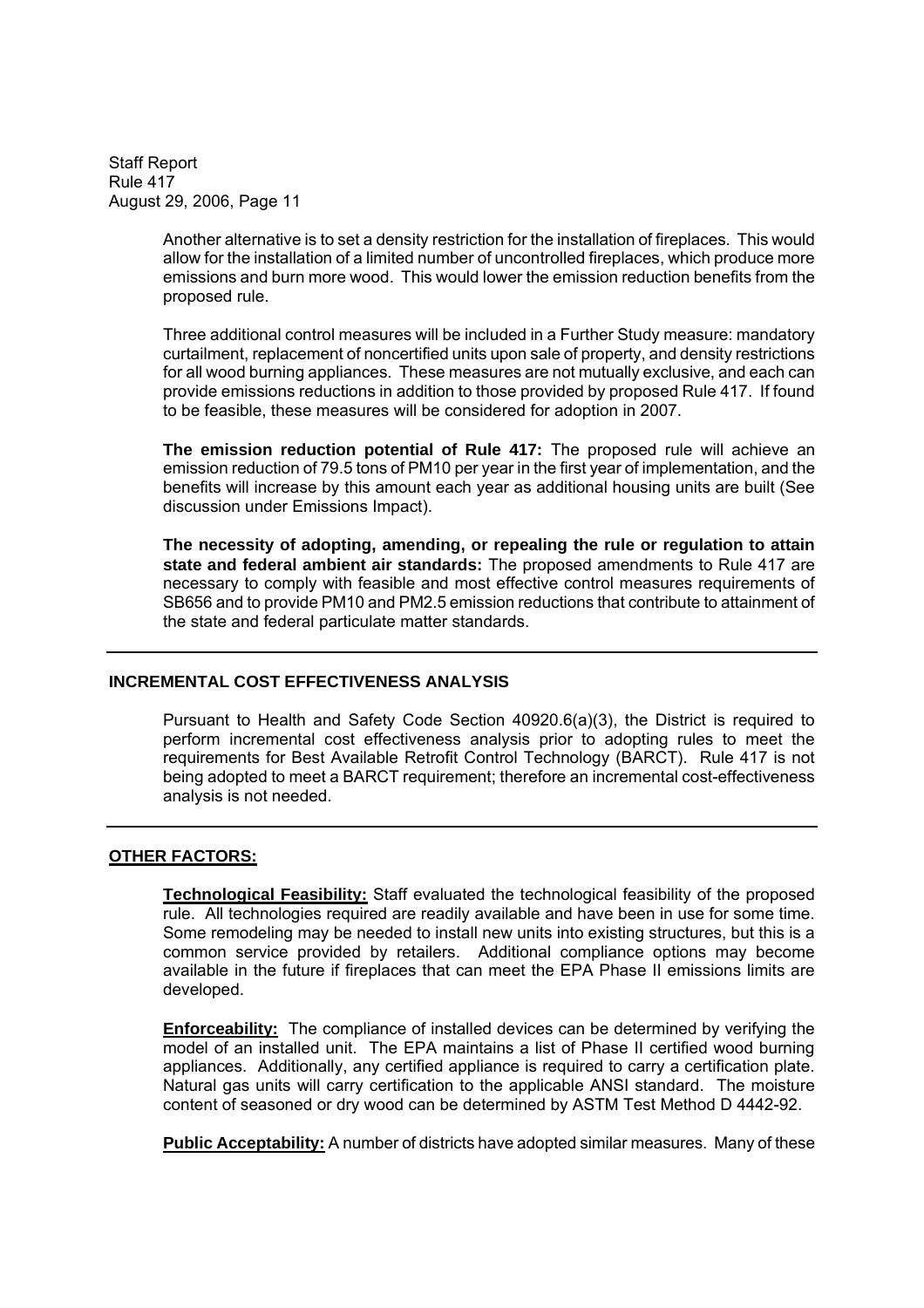Another alternative is to set a density restriction for the installation of fireplaces. This would allow for the installation of a limited number of uncontrolled fireplaces, which produce more emissions and burn more wood. This would lower the emission reduction benefits from the proposed rule.

Three additional control measures will be included in a Further Study measure: mandatory curtailment, replacement of noncertified units upon sale of property, and density restrictions for all wood burning appliances. These measures are not mutually exclusive, and each can provide emissions reductions in addition to those provided by proposed Rule 417. If found to be feasible, these measures will be considered for adoption in 2007.

**The emission reduction potential of Rule 417:** The proposed rule will achieve an emission reduction of 79.5 tons of PM10 per year in the first year of implementation, and the benefits will increase by this amount each year as additional housing units are built (See discussion under Emissions Impact).

**The necessity of adopting, amending, or repealing the rule or regulation to attain state and federal ambient air standards:** The proposed amendments to Rule 417 are necessary to comply with feasible and most effective control measures requirements of SB656 and to provide PM10 and PM2.5 emission reductions that contribute to attainment of the state and federal particulate matter standards.

---

## INCREMENTAL COST EFFECTIVENESS ANALYSIS

Pursuant to Health and Safety Code Section 40920.6(a)(3), the District is required to perform incremental cost effectiveness analysis prior to adopting rules to meet the requirements for Best Available Retrofit Control Technology (BARCT). Rule 417 is not being adopted to meet a BARCT requirement; therefore an incremental cost-effectiveness analysis is not needed.

---

## OTHER FACTORS:

**Technological Feasibility:** Staff evaluated the technological feasibility of the proposed rule. All technologies required are readily available and have been in use for some time. Some remodeling may be needed to install new units into existing structures, but this is a common service provided by retailers. Additional compliance options may become available in the future if fireplaces that can meet the EPA Phase II emissions limits are developed.

**Enforceability:** The compliance of installed devices can be determined by verifying the model of an installed unit. The EPA maintains a list of Phase II certified wood burning appliances. Additionally, any certified appliance is required to carry a certification plate. Natural gas units will carry certification to the applicable ANSI standard. The moisture content of seasoned or dry wood can be determined by ASTM Test Method D 4442-92.

**Public Acceptability:** A number of districts have adopted similar measures. Many of these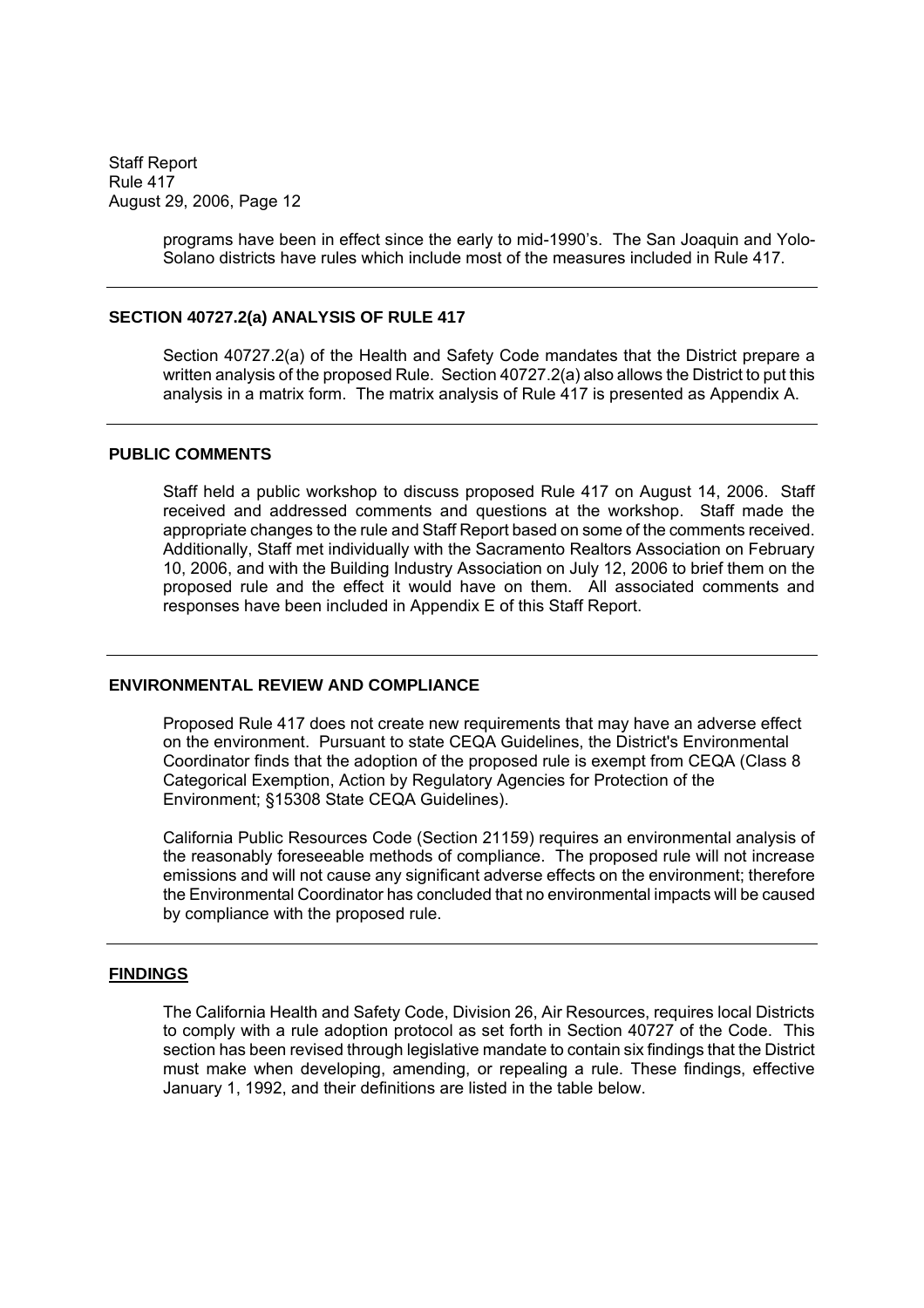programs have been in effect since the early to mid-1990's. The San Joaquin and Yolo-Solano districts have rules which include most of the measures included in Rule 417.

---

**SECTION 40727.2(a) ANALYSIS OF RULE 417**

Section 40727.2(a) of the Health and Safety Code mandates that the District prepare a written analysis of the proposed Rule. Section 40727.2(a) also allows the District to put this analysis in a matrix form. The matrix analysis of Rule 417 is presented as Appendix A.

---

**PUBLIC COMMENTS**

Staff held a public workshop to discuss proposed Rule 417 on August 14, 2006. Staff received and addressed comments and questions at the workshop. Staff made the appropriate changes to the rule and Staff Report based on some of the comments received. Additionally, Staff met individually with the Sacramento Realtors Association on February 10, 2006, and with the Building Industry Association on July 12, 2006 to brief them on the proposed rule and the effect it would have on them. All associated comments and responses have been included in Appendix E of this Staff Report.

---

**ENVIRONMENTAL REVIEW AND COMPLIANCE**

Proposed Rule 417 does not create new requirements that may have an adverse effect on the environment. Pursuant to state CEQA Guidelines, the District's Environmental Coordinator finds that the adoption of the proposed rule is exempt from CEQA (Class 8 Categorical Exemption, Action by Regulatory Agencies for Protection of the Environment; §15308 State CEQA Guidelines).

California Public Resources Code (Section 21159) requires an environmental analysis of the reasonably foreseeable methods of compliance. The proposed rule will not increase emissions and will not cause any significant adverse effects on the environment; therefore the Environmental Coordinator has concluded that no environmental impacts will be caused by compliance with the proposed rule.

---

**FINDINGS**

The California Health and Safety Code, Division 26, Air Resources, requires local Districts to comply with a rule adoption protocol as set forth in Section 40727 of the Code. This section has been revised through legislative mandate to contain six findings that the District must make when developing, amending, or repealing a rule. These findings, effective January 1, 1992, and their definitions are listed in the table below.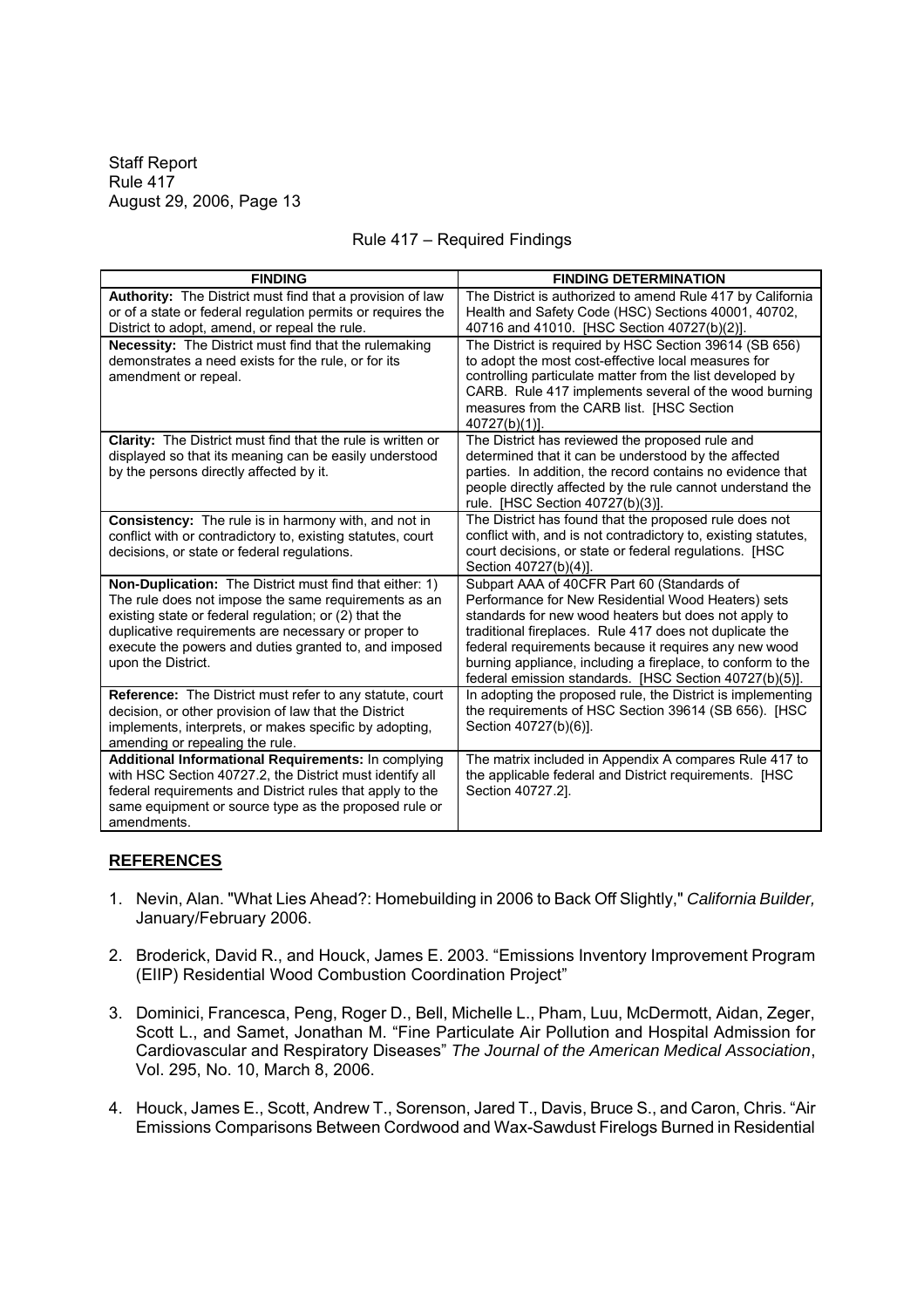Rule 417 – Required Findings

| FINDING | FINDING DETERMINATION |
|---|---|
| **Authority:** The District must find that a provision of law or of a state or federal regulation permits or requires the District to adopt, amend, or repeal the rule. | The District is authorized to amend Rule 417 by California Health and Safety Code (HSC) Sections 40001, 40702, 40716 and 41010. [HSC Section 40727(b)(2)]. |
| **Necessity:** The District must find that the rulemaking demonstrates a need exists for the rule, or for its amendment or repeal. | The District is required by HSC Section 39614 (SB 656) to adopt the most cost-effective local measures for controlling particulate matter from the list developed by CARB. Rule 417 implements several of the wood burning measures from the CARB list. [HSC Section 40727(b)(1)]. |
| **Clarity:** The District must find that the rule is written or displayed so that its meaning can be easily understood by the persons directly affected by it. | The District has reviewed the proposed rule and determined that it can be understood by the affected parties. In addition, the record contains no evidence that people directly affected by the rule cannot understand the rule. [HSC Section 40727(b)(3)]. |
| **Consistency:** The rule is in harmony with, and not in conflict with or contradictory to, existing statutes, court decisions, or state or federal regulations. | The District has found that the proposed rule does not conflict with, and is not contradictory to, existing statutes, court decisions, or state or federal regulations. [HSC Section 40727(b)(4)]. |
| **Non-Duplication:** The District must find that either: 1) The rule does not impose the same requirements as an existing state or federal regulation; or (2) that the duplicative requirements are necessary or proper to execute the powers and duties granted to, and imposed upon the District. | Subpart AAA of 40CFR Part 60 (Standards of Performance for New Residential Wood Heaters) sets standards for new wood heaters but does not apply to traditional fireplaces. Rule 417 does not duplicate the federal requirements because it requires any new wood burning appliance, including a fireplace, to conform to the federal emission standards. [HSC Section 40727(b)(5)]. |
| **Reference:** The District must refer to any statute, court decision, or other provision of law that the District implements, interprets, or makes specific by adopting, amending or repealing the rule. | In adopting the proposed rule, the District is implementing the requirements of HSC Section 39614 (SB 656). [HSC Section 40727(b)(6)]. |
| **Additional Informational Requirements:** In complying with HSC Section 40727.2, the District must identify all federal requirements and District rules that apply to the same equipment or source type as the proposed rule or amendments. | The matrix included in Appendix A compares Rule 417 to the applicable federal and District requirements. [HSC Section 40727.2]. |

## REFERENCES

1. Nevin, Alan. "What Lies Ahead?: Homebuilding in 2006 to Back Off Slightly," *California Builder,* January/February 2006.

2. Broderick, David R., and Houck, James E. 2003. "Emissions Inventory Improvement Program (EIIP) Residential Wood Combustion Coordination Project"

3. Dominici, Francesca, Peng, Roger D., Bell, Michelle L., Pham, Luu, McDermott, Aidan, Zeger, Scott L., and Samet, Jonathan M. "Fine Particulate Air Pollution and Hospital Admission for Cardiovascular and Respiratory Diseases" *The Journal of the American Medical Association*, Vol. 295, No. 10, March 8, 2006.

4. Houck, James E., Scott, Andrew T., Sorenson, Jared T., Davis, Bruce S., and Caron, Chris. "Air Emissions Comparisons Between Cordwood and Wax-Sawdust Firelogs Burned in Residential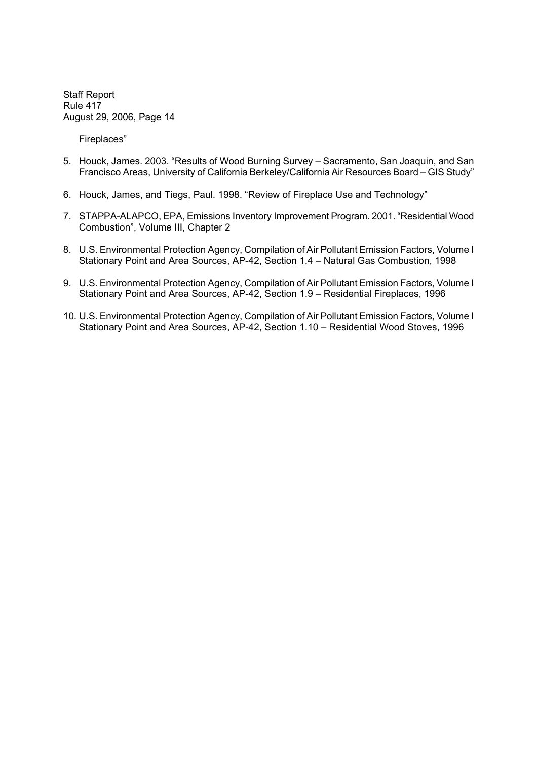Fireplaces"

5. Houck, James. 2003. "Results of Wood Burning Survey – Sacramento, San Joaquin, and San Francisco Areas, University of California Berkeley/California Air Resources Board – GIS Study"

6. Houck, James, and Tiegs, Paul. 1998. "Review of Fireplace Use and Technology"

7. STAPPA-ALAPCO, EPA, Emissions Inventory Improvement Program. 2001. "Residential Wood Combustion", Volume III, Chapter 2

8. U.S. Environmental Protection Agency, Compilation of Air Pollutant Emission Factors, Volume I Stationary Point and Area Sources, AP-42, Section 1.4 – Natural Gas Combustion, 1998

9. U.S. Environmental Protection Agency, Compilation of Air Pollutant Emission Factors, Volume I Stationary Point and Area Sources, AP-42, Section 1.9 – Residential Fireplaces, 1996

10. U.S. Environmental Protection Agency, Compilation of Air Pollutant Emission Factors, Volume I Stationary Point and Area Sources, AP-42, Section 1.10 – Residential Wood Stoves, 1996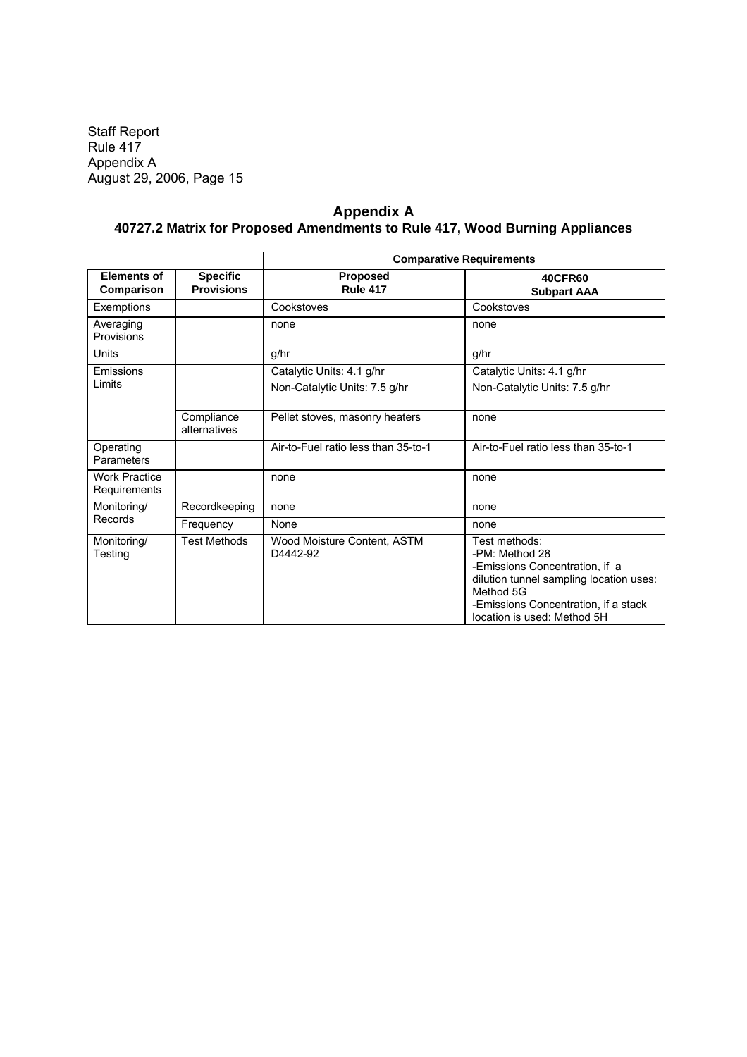## Appendix A
## 40727.2 Matrix for Proposed Amendments to Rule 417, Wood Burning Appliances

| | | **Comparative Requirements** | |
|---|---|---|---|
| **Elements of Comparison** | **Specific Provisions** | **Proposed Rule 417** | **40CFR60 Subpart AAA** |
| Exemptions | | Cookstoves | Cookstoves |
| Averaging Provisions | | none | none |
| Units | | g/hr | g/hr |
| Emissions Limits | | Catalytic Units: 4.1 g/hr<br>Non-Catalytic Units: 7.5 g/hr | Catalytic Units: 4.1 g/hr<br>Non-Catalytic Units: 7.5 g/hr |
| | Compliance alternatives | Pellet stoves, masonry heaters | none |
| Operating Parameters | | Air-to-Fuel ratio less than 35-to-1 | Air-to-Fuel ratio less than 35-to-1 |
| Work Practice Requirements | | none | none |
| Monitoring/ Records | Recordkeeping | none | none |
| | Frequency | None | none |
| Monitoring/ Testing | Test Methods | Wood Moisture Content, ASTM D4442-92 | Test methods:<br>-PM: Method 28<br>-Emissions Concentration, if a dilution tunnel sampling location uses: Method 5G<br>-Emissions Concentration, if a stack location is used: Method 5H |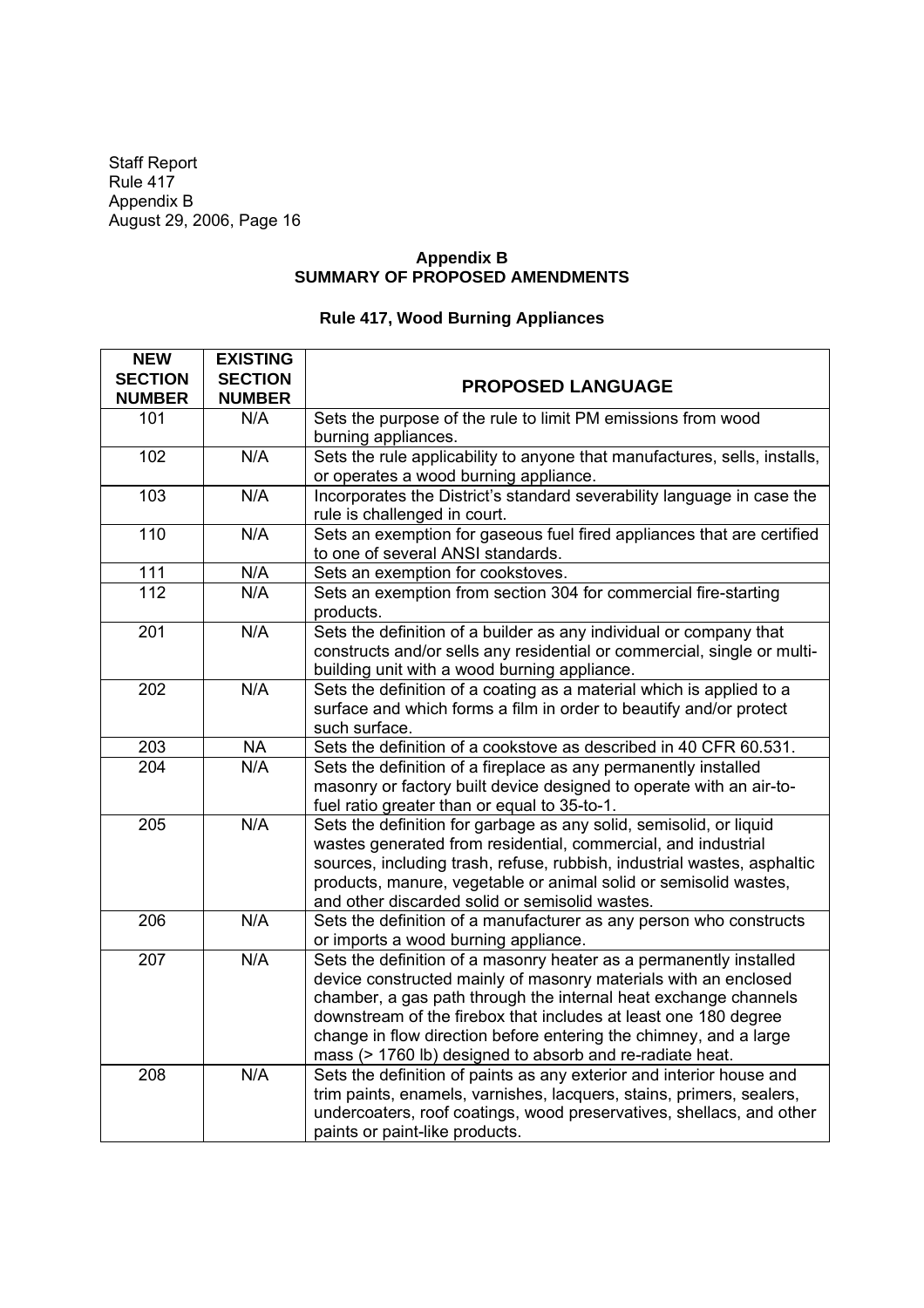Staff Report
Rule 417
Appendix B
August 29, 2006, Page 16

**Appendix B**
**SUMMARY OF PROPOSED AMENDMENTS**

**Rule 417, Wood Burning Appliances**

| NEW SECTION NUMBER | EXISTING SECTION NUMBER | PROPOSED LANGUAGE |
|---|---|---|
| 101 | N/A | Sets the purpose of the rule to limit PM emissions from wood burning appliances. |
| 102 | N/A | Sets the rule applicability to anyone that manufactures, sells, installs, or operates a wood burning appliance. |
| 103 | N/A | Incorporates the District's standard severability language in case the rule is challenged in court. |
| 110 | N/A | Sets an exemption for gaseous fuel fired appliances that are certified to one of several ANSI standards. |
| 111 | N/A | Sets an exemption for cookstoves. |
| 112 | N/A | Sets an exemption from section 304 for commercial fire-starting products. |
| 201 | N/A | Sets the definition of a builder as any individual or company that constructs and/or sells any residential or commercial, single or multi-building unit with a wood burning appliance. |
| 202 | N/A | Sets the definition of a coating as a material which is applied to a surface and which forms a film in order to beautify and/or protect such surface. |
| 203 | NA | Sets the definition of a cookstove as described in 40 CFR 60.531. |
| 204 | N/A | Sets the definition of a fireplace as any permanently installed masonry or factory built device designed to operate with an air-to-fuel ratio greater than or equal to 35-to-1. |
| 205 | N/A | Sets the definition for garbage as any solid, semisolid, or liquid wastes generated from residential, commercial, and industrial sources, including trash, refuse, rubbish, industrial wastes, asphaltic products, manure, vegetable or animal solid or semisolid wastes, and other discarded solid or semisolid wastes. |
| 206 | N/A | Sets the definition of a manufacturer as any person who constructs or imports a wood burning appliance. |
| 207 | N/A | Sets the definition of a masonry heater as a permanently installed device constructed mainly of masonry materials with an enclosed chamber, a gas path through the internal heat exchange channels downstream of the firebox that includes at least one 180 degree change in flow direction before entering the chimney, and a large mass (> 1760 lb) designed to absorb and re-radiate heat. |
| 208 | N/A | Sets the definition of paints as any exterior and interior house and trim paints, enamels, varnishes, lacquers, stains, primers, sealers, undercoaters, roof coatings, wood preservatives, shellacs, and other paints or paint-like products. |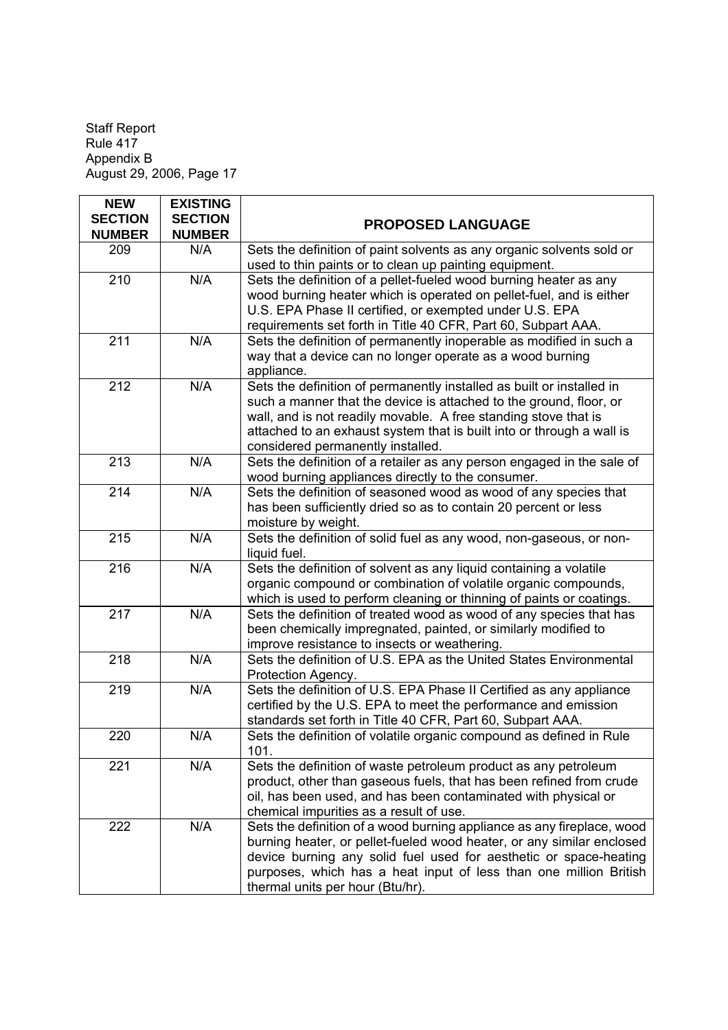| NEW SECTION NUMBER | EXISTING SECTION NUMBER | PROPOSED LANGUAGE |
|---|---|---|
| 209 | N/A | Sets the definition of paint solvents as any organic solvents sold or used to thin paints or to clean up painting equipment. |
| 210 | N/A | Sets the definition of a pellet-fueled wood burning heater as any wood burning heater which is operated on pellet-fuel, and is either U.S. EPA Phase II certified, or exempted under U.S. EPA requirements set forth in Title 40 CFR, Part 60, Subpart AAA. |
| 211 | N/A | Sets the definition of permanently inoperable as modified in such a way that a device can no longer operate as a wood burning appliance. |
| 212 | N/A | Sets the definition of permanently installed as built or installed in such a manner that the device is attached to the ground, floor, or wall, and is not readily movable. A free standing stove that is attached to an exhaust system that is built into or through a wall is considered permanently installed. |
| 213 | N/A | Sets the definition of a retailer as any person engaged in the sale of wood burning appliances directly to the consumer. |
| 214 | N/A | Sets the definition of seasoned wood as wood of any species that has been sufficiently dried so as to contain 20 percent or less moisture by weight. |
| 215 | N/A | Sets the definition of solid fuel as any wood, non-gaseous, or non-liquid fuel. |
| 216 | N/A | Sets the definition of solvent as any liquid containing a volatile organic compound or combination of volatile organic compounds, which is used to perform cleaning or thinning of paints or coatings. |
| 217 | N/A | Sets the definition of treated wood as wood of any species that has been chemically impregnated, painted, or similarly modified to improve resistance to insects or weathering. |
| 218 | N/A | Sets the definition of U.S. EPA as the United States Environmental Protection Agency. |
| 219 | N/A | Sets the definition of U.S. EPA Phase II Certified as any appliance certified by the U.S. EPA to meet the performance and emission standards set forth in Title 40 CFR, Part 60, Subpart AAA. |
| 220 | N/A | Sets the definition of volatile organic compound as defined in Rule 101. |
| 221 | N/A | Sets the definition of waste petroleum product as any petroleum product, other than gaseous fuels, that has been refined from crude oil, has been used, and has been contaminated with physical or chemical impurities as a result of use. |
| 222 | N/A | Sets the definition of a wood burning appliance as any fireplace, wood burning heater, or pellet-fueled wood heater, or any similar enclosed device burning any solid fuel used for aesthetic or space-heating purposes, which has a heat input of less than one million British thermal units per hour (Btu/hr). |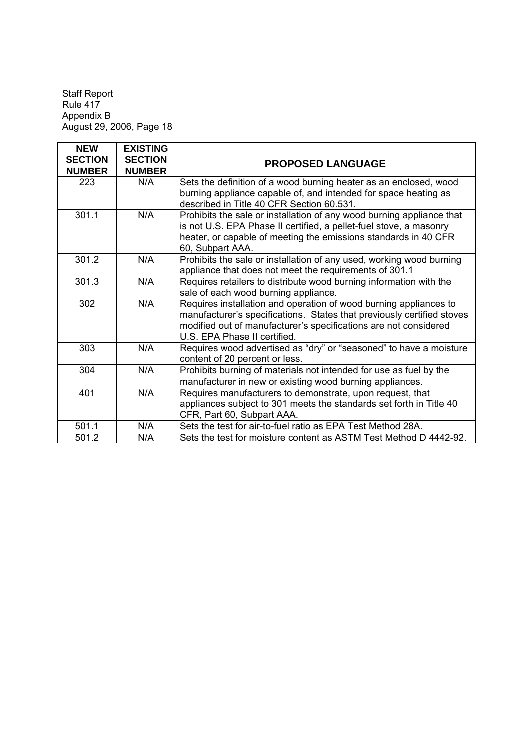| NEW SECTION NUMBER | EXISTING SECTION NUMBER | PROPOSED LANGUAGE |
|---|---|---|
| 223 | N/A | Sets the definition of a wood burning heater as an enclosed, wood burning appliance capable of, and intended for space heating as described in Title 40 CFR Section 60.531. |
| 301.1 | N/A | Prohibits the sale or installation of any wood burning appliance that is not U.S. EPA Phase II certified, a pellet-fuel stove, a masonry heater, or capable of meeting the emissions standards in 40 CFR 60, Subpart AAA. |
| 301.2 | N/A | Prohibits the sale or installation of any used, working wood burning appliance that does not meet the requirements of 301.1 |
| 301.3 | N/A | Requires retailers to distribute wood burning information with the sale of each wood burning appliance. |
| 302 | N/A | Requires installation and operation of wood burning appliances to manufacturer's specifications. States that previously certified stoves modified out of manufacturer's specifications are not considered U.S. EPA Phase II certified. |
| 303 | N/A | Requires wood advertised as "dry" or "seasoned" to have a moisture content of 20 percent or less. |
| 304 | N/A | Prohibits burning of materials not intended for use as fuel by the manufacturer in new or existing wood burning appliances. |
| 401 | N/A | Requires manufacturers to demonstrate, upon request, that appliances subject to 301 meets the standards set forth in Title 40 CFR, Part 60, Subpart AAA. |
| 501.1 | N/A | Sets the test for air-to-fuel ratio as EPA Test Method 28A. |
| 501.2 | N/A | Sets the test for moisture content as ASTM Test Method D 4442-92. |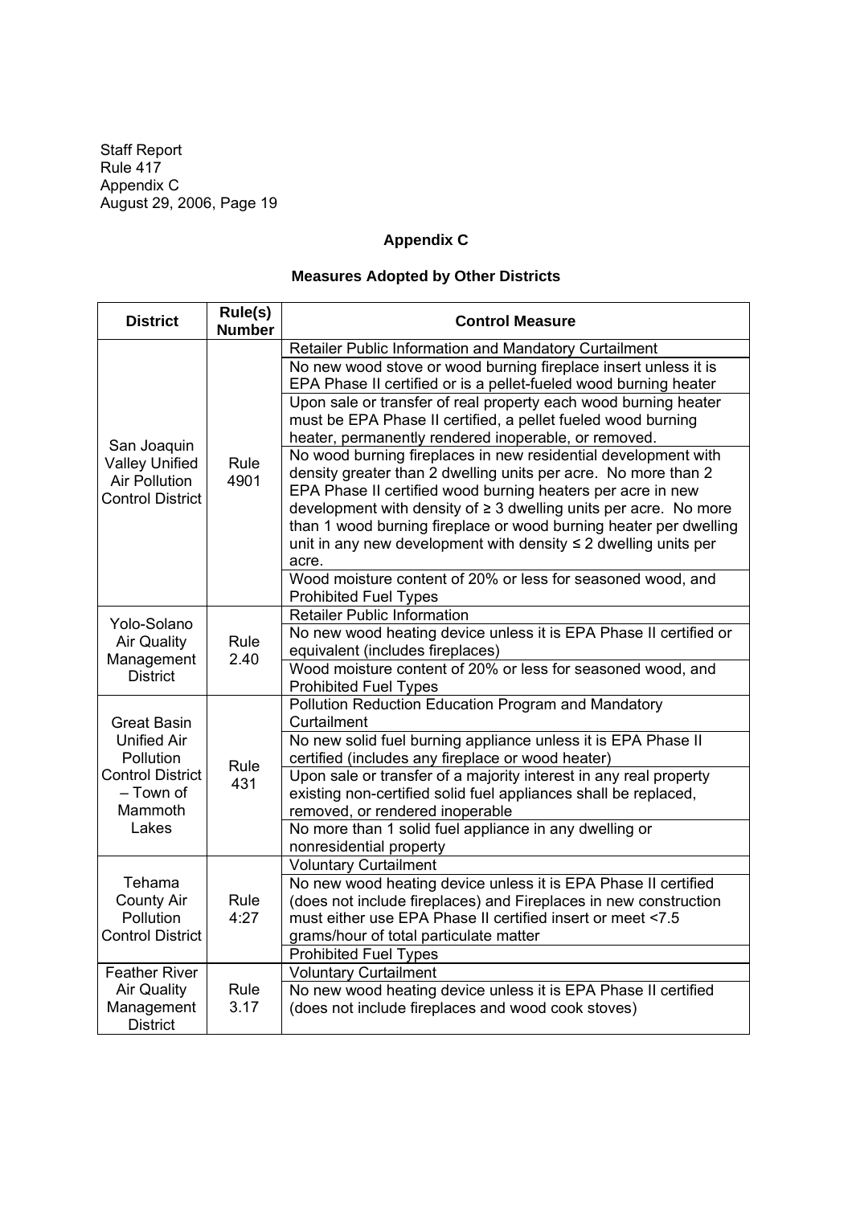## Appendix C

## Measures Adopted by Other Districts

| District | Rule(s) Number | Control Measure |
|---|---|---|
| San Joaquin Valley Unified Air Pollution Control District | Rule 4901 | Retailer Public Information and Mandatory Curtailment |
| | | No new wood stove or wood burning fireplace insert unless it is EPA Phase II certified or is a pellet-fueled wood burning heater |
| | | Upon sale or transfer of real property each wood burning heater must be EPA Phase II certified, a pellet fueled wood burning heater, permanently rendered inoperable, or removed. |
| | | No wood burning fireplaces in new residential development with density greater than 2 dwelling units per acre. No more than 2 EPA Phase II certified wood burning heaters per acre in new development with density of ≥ 3 dwelling units per acre. No more than 1 wood burning fireplace or wood burning heater per dwelling unit in any new development with density ≤ 2 dwelling units per acre. |
| | | Wood moisture content of 20% or less for seasoned wood, and Prohibited Fuel Types |
| Yolo-Solano Air Quality Management District | Rule 2.40 | Retailer Public Information |
| | | No new wood heating device unless it is EPA Phase II certified or equivalent (includes fireplaces) |
| | | Wood moisture content of 20% or less for seasoned wood, and Prohibited Fuel Types |
| Great Basin Unified Air Pollution Control District – Town of Mammoth Lakes | Rule 431 | Pollution Reduction Education Program and Mandatory Curtailment |
| | | No new solid fuel burning appliance unless it is EPA Phase II certified (includes any fireplace or wood heater) |
| | | Upon sale or transfer of a majority interest in any real property existing non-certified solid fuel appliances shall be replaced, removed, or rendered inoperable |
| | | No more than 1 solid fuel appliance in any dwelling or nonresidential property |
| Tehama County Air Pollution Control District | Rule 4:27 | Voluntary Curtailment |
| | | No new wood heating device unless it is EPA Phase II certified (does not include fireplaces) and Fireplaces in new construction must either use EPA Phase II certified insert or meet <7.5 grams/hour of total particulate matter |
| | | Prohibited Fuel Types |
| Feather River Air Quality Management District | Rule 3.17 | Voluntary Curtailment |
| | | No new wood heating device unless it is EPA Phase II certified (does not include fireplaces and wood cook stoves) |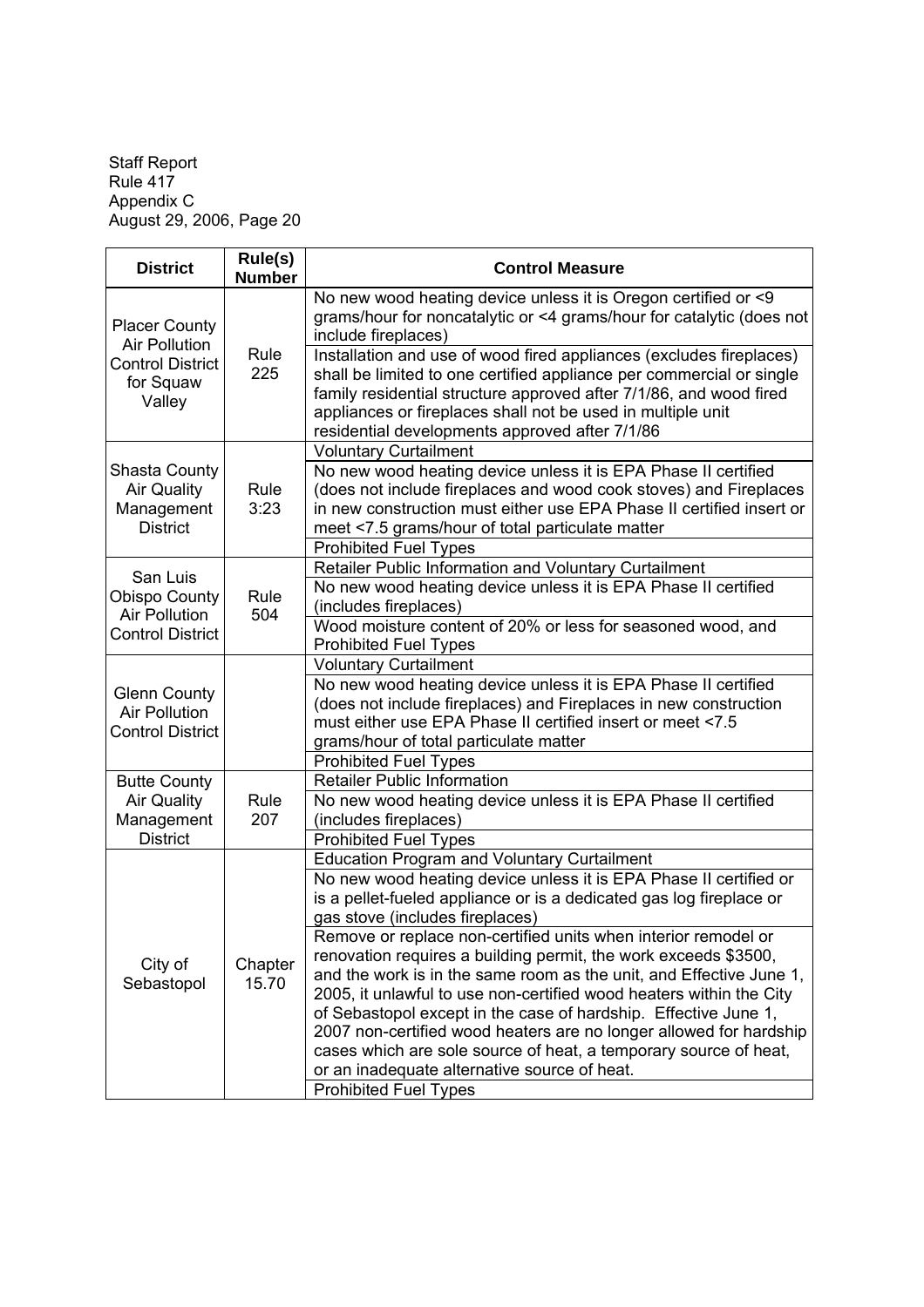Staff Report
Rule 417
Appendix C
August 29, 2006, Page 20

| District | Rule(s) Number | Control Measure |
|---|---|---|
| Placer County Air Pollution Control District for Squaw Valley | Rule 225 | No new wood heating device unless it is Oregon certified or <9 grams/hour for noncatalytic or <4 grams/hour for catalytic (does not include fireplaces) |
| | | Installation and use of wood fired appliances (excludes fireplaces) shall be limited to one certified appliance per commercial or single family residential structure approved after 7/1/86, and wood fired appliances or fireplaces shall not be used in multiple unit residential developments approved after 7/1/86 |
| Shasta County Air Quality Management District | Rule 3:23 | Voluntary Curtailment |
| | | No new wood heating device unless it is EPA Phase II certified (does not include fireplaces and wood cook stoves) and Fireplaces in new construction must either use EPA Phase II certified insert or meet <7.5 grams/hour of total particulate matter |
| | | Prohibited Fuel Types |
| San Luis Obispo County Air Pollution Control District | Rule 504 | Retailer Public Information and Voluntary Curtailment |
| | | No new wood heating device unless it is EPA Phase II certified (includes fireplaces) |
| | | Wood moisture content of 20% or less for seasoned wood, and Prohibited Fuel Types |
| Glenn County Air Pollution Control District | | Voluntary Curtailment |
| | | No new wood heating device unless it is EPA Phase II certified (does not include fireplaces) and Fireplaces in new construction must either use EPA Phase II certified insert or meet <7.5 grams/hour of total particulate matter |
| | | Prohibited Fuel Types |
| Butte County Air Quality Management District | Rule 207 | Retailer Public Information |
| | | No new wood heating device unless it is EPA Phase II certified (includes fireplaces) |
| | | Prohibited Fuel Types |
| City of Sebastopol | Chapter 15.70 | Education Program and Voluntary Curtailment |
| | | No new wood heating device unless it is EPA Phase II certified or is a pellet-fueled appliance or is a dedicated gas log fireplace or gas stove (includes fireplaces) |
| | | Remove or replace non-certified units when interior remodel or renovation requires a building permit, the work exceeds $3500, and the work is in the same room as the unit, and Effective June 1, 2005, it unlawful to use non-certified wood heaters within the City of Sebastopol except in the case of hardship. Effective June 1, 2007 non-certified wood heaters are no longer allowed for hardship cases which are sole source of heat, a temporary source of heat, or an inadequate alternative source of heat. |
| | | Prohibited Fuel Types |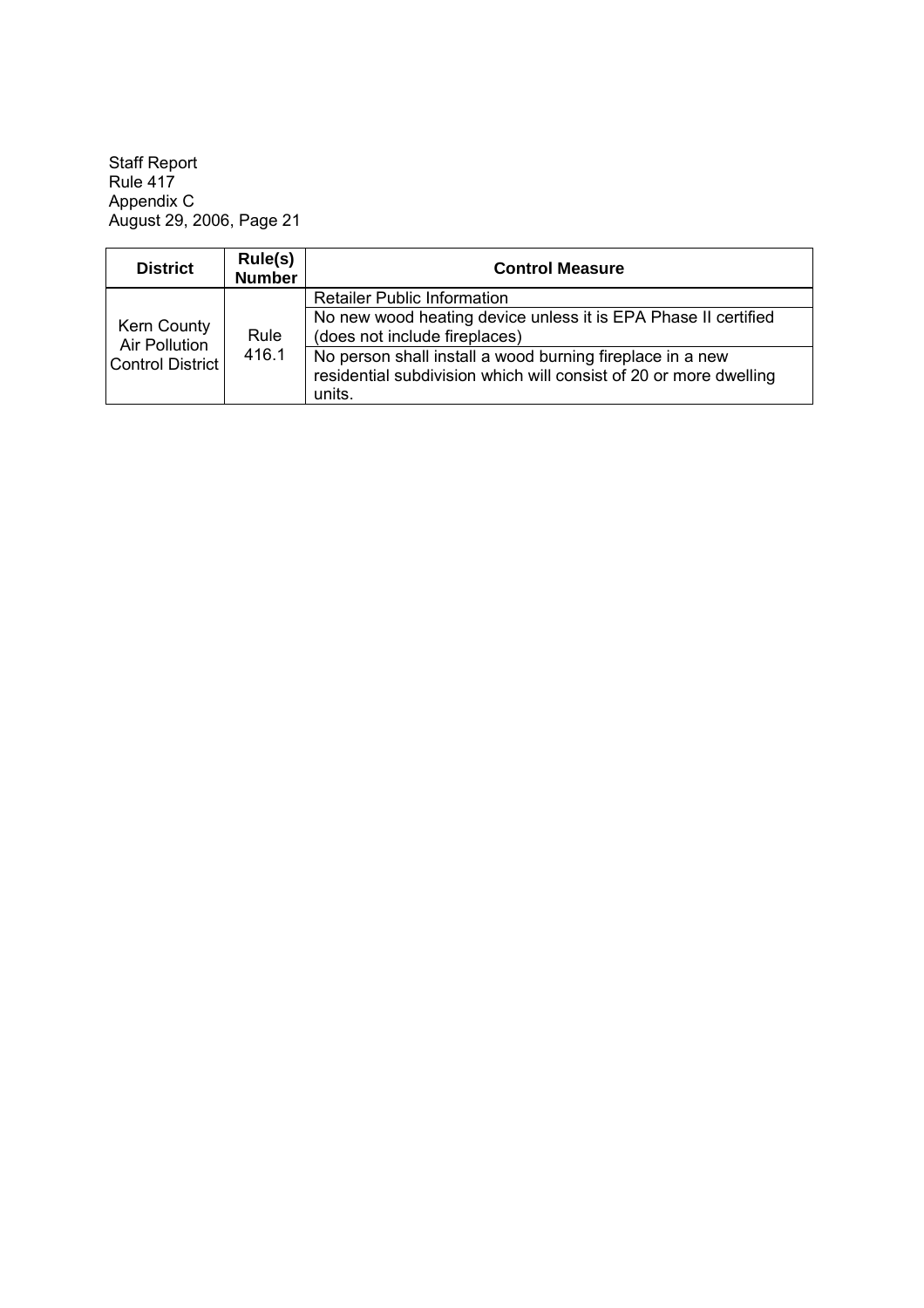| District | Rule(s) Number | Control Measure |
| --- | --- | --- |
| Kern County Air Pollution Control District | Rule 416.1 | Retailer Public Information |
| | | No new wood heating device unless it is EPA Phase II certified (does not include fireplaces) |
| | | No person shall install a wood burning fireplace in a new residential subdivision which will consist of 20 or more dwelling units. |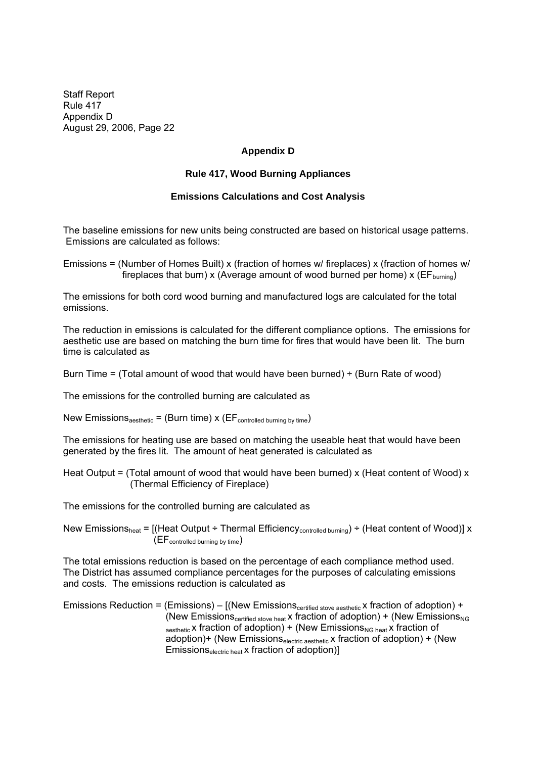## Appendix D

### Rule 417, Wood Burning Appliances

### Emissions Calculations and Cost Analysis

The baseline emissions for new units being constructed are based on historical usage patterns. Emissions are calculated as follows:

Emissions = (Number of Homes Built) x (fraction of homes w/ fireplaces) x (fraction of homes w/ fireplaces that burn) x (Average amount of wood burned per home) x ($EF_{burning}$)

The emissions for both cord wood burning and manufactured logs are calculated for the total emissions.

The reduction in emissions is calculated for the different compliance options. The emissions for aesthetic use are based on matching the burn time for fires that would have been lit. The burn time is calculated as

Burn Time = (Total amount of wood that would have been burned) ÷ (Burn Rate of wood)

The emissions for the controlled burning are calculated as

New $Emissions_{aesthetic}$ = (Burn time) x ($EF_{controlled\ burning\ by\ time}$)

The emissions for heating use are based on matching the useable heat that would have been generated by the fires lit. The amount of heat generated is calculated as

Heat Output = (Total amount of wood that would have been burned) x (Heat content of Wood) x (Thermal Efficiency of Fireplace)

The emissions for the controlled burning are calculated as

New $Emissions_{heat}$ = [(Heat Output ÷ Thermal $Efficiency_{controlled\ burning}$) ÷ (Heat content of Wood)] x ($EF_{controlled\ burning\ by\ time}$)

The total emissions reduction is based on the percentage of each compliance method used. The District has assumed compliance percentages for the purposes of calculating emissions and costs. The emissions reduction is calculated as

Emissions Reduction = (Emissions) – [(New $Emissions_{certified\ stove\ aesthetic}$ x fraction of adoption) + (New $Emissions_{certified\ stove\ heat}$ x fraction of adoption) + (New $Emissions_{NG\ aesthetic}$ x fraction of adoption) + (New $Emissions_{NG\ heat}$ x fraction of adoption)+ (New $Emissions_{electric\ aesthetic}$ x fraction of adoption) + (New $Emissions_{electric\ heat}$ x fraction of adoption)]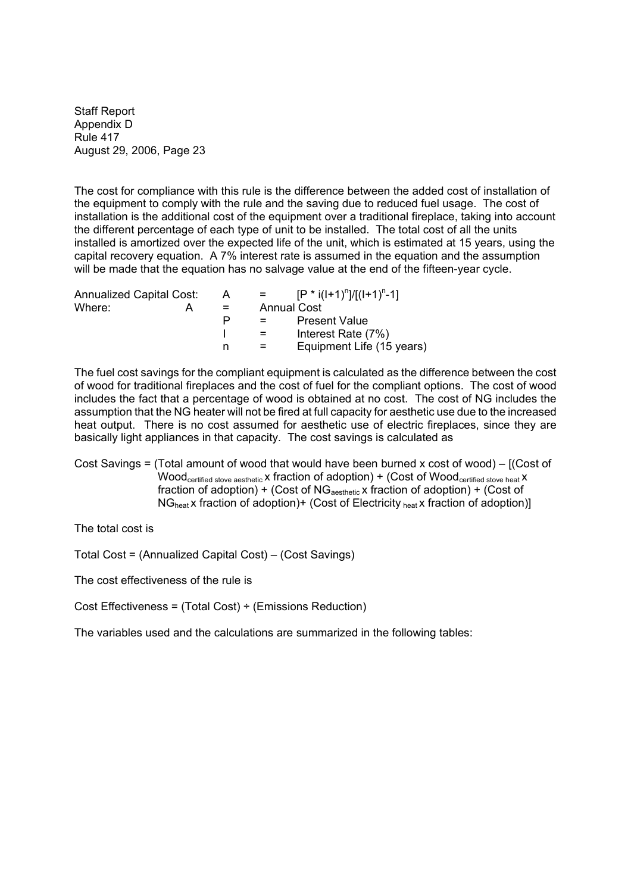The cost for compliance with this rule is the difference between the added cost of installation of the equipment to comply with the rule and the saving due to reduced fuel usage. The cost of installation is the additional cost of the equipment over a traditional fireplace, taking into account the different percentage of each type of unit to be installed. The total cost of all the units installed is amortized over the expected life of the unit, which is estimated at 15 years, using the capital recovery equation. A 7% interest rate is assumed in the equation and the assumption will be made that the equation has no salvage value at the end of the fifteen-year cycle.

Annualized Capital Cost: $A = [P * i(I+1)^n]/[(I+1)^n-1]$

Where:

- A = Annual Cost
- P = Present Value
- I = Interest Rate (7%)
- n = Equipment Life (15 years)

The fuel cost savings for the compliant equipment is calculated as the difference between the cost of wood for traditional fireplaces and the cost of fuel for the compliant options. The cost of wood includes the fact that a percentage of wood is obtained at no cost. The cost of NG includes the assumption that the NG heater will not be fired at full capacity for aesthetic use due to the increased heat output. There is no cost assumed for aesthetic use of electric fireplaces, since they are basically light appliances in that capacity. The cost savings is calculated as

Cost Savings = (Total amount of wood that would have been burned x cost of wood) – [(Cost of $\text{Wood}_{\text{certified stove aesthetic}}$ x fraction of adoption) + (Cost of $\text{Wood}_{\text{certified stove heat}}$ x fraction of adoption) + (Cost of $\text{NG}_{\text{aesthetic}}$ x fraction of adoption) + (Cost of $\text{NG}_{\text{heat}}$ x fraction of adoption)+ (Cost of $\text{Electricity}_{\text{heat}}$ x fraction of adoption)]

The total cost is

Total Cost = (Annualized Capital Cost) – (Cost Savings)

The cost effectiveness of the rule is

Cost Effectiveness = (Total Cost) ÷ (Emissions Reduction)

The variables used and the calculations are summarized in the following tables: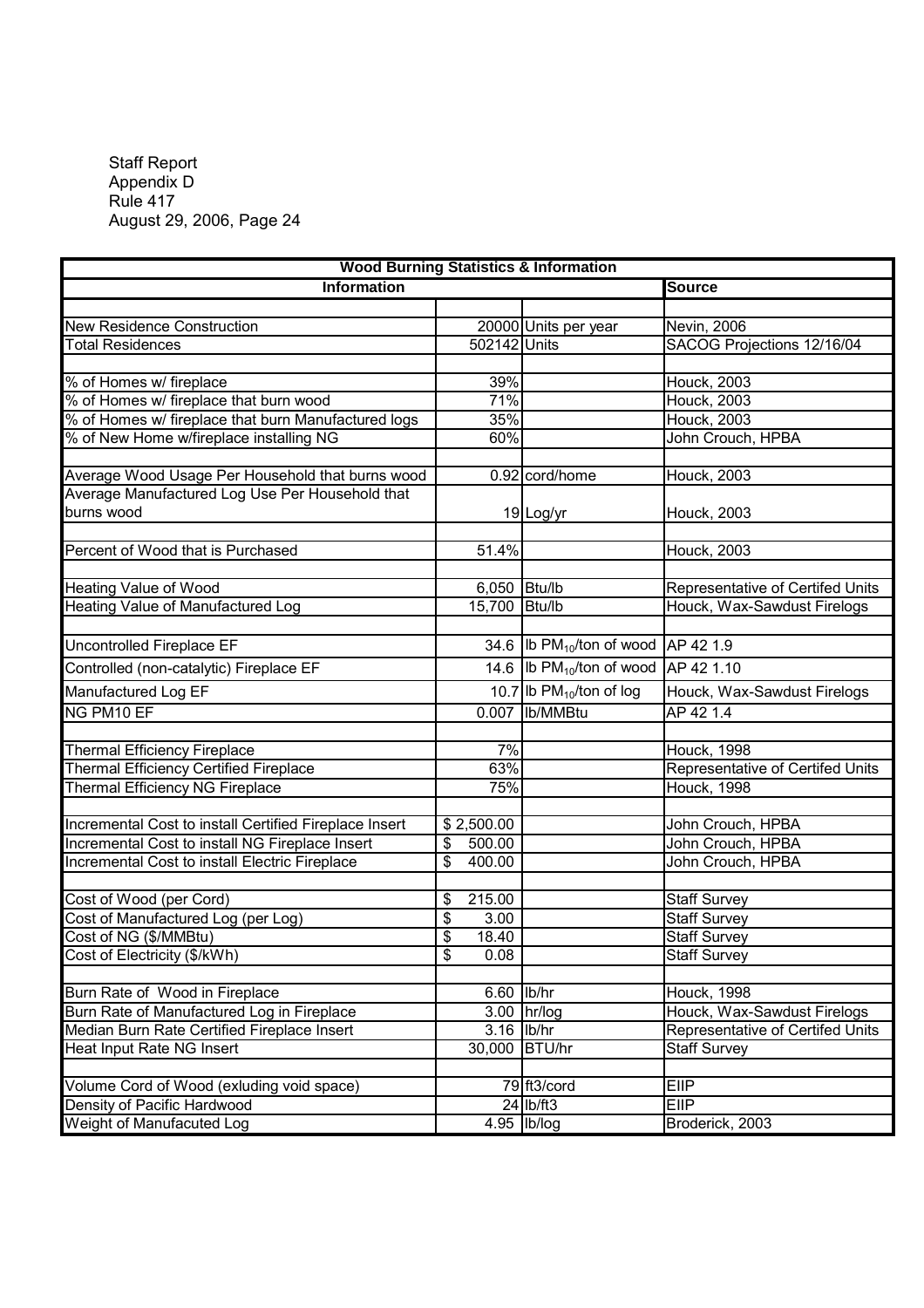Staff Report
Appendix D
Rule 417
August 29, 2006, Page 24

| Wood Burning Statistics & Information | | | |
|---|---|---|---|
| **Information** | | | **Source** |
| New Residence Construction | 20000 | Units per year | Nevin, 2006 |
| Total Residences | 502142 | Units | SACOG Projections 12/16/04 |
| % of Homes w/ fireplace | 39% | | Houck, 2003 |
| % of Homes w/ fireplace that burn wood | 71% | | Houck, 2003 |
| % of Homes w/ fireplace that burn Manufactured logs | 35% | | Houck, 2003 |
| % of New Home w/fireplace installing NG | 60% | | John Crouch, HPBA |
| Average Wood Usage Per Household that burns wood | 0.92 | cord/home | Houck, 2003 |
| Average Manufactured Log Use Per Household that burns wood | 19 | Log/yr | Houck, 2003 |
| Percent of Wood that is Purchased | 51.4% | | Houck, 2003 |
| Heating Value of Wood | 6,050 | Btu/lb | Representative of Certifed Units |
| Heating Value of Manufactured Log | 15,700 | Btu/lb | Houck, Wax-Sawdust Firelogs |
| Uncontrolled Fireplace EF | 34.6 | lb $PM_{10}$/ton of wood | AP 42 1.9 |
| Controlled (non-catalytic) Fireplace EF | 14.6 | lb $PM_{10}$/ton of wood | AP 42 1.10 |
| Manufactured Log EF | 10.7 | lb $PM_{10}$/ton of log | Houck, Wax-Sawdust Firelogs |
| NG PM10 EF | 0.007 | lb/MMBtu | AP 42 1.4 |
| Thermal Efficiency Fireplace | 7% | | Houck, 1998 |
| Thermal Efficiency Certified Fireplace | 63% | | Representative of Certifed Units |
| Thermal Efficiency NG Fireplace | 75% | | Houck, 1998 |
| Incremental Cost to install Certified Fireplace Insert | $ 2,500.00 | | John Crouch, HPBA |
| Incremental Cost to install NG Fireplace Insert | $ 500.00 | | John Crouch, HPBA |
| Incremental Cost to install Electric Fireplace | $ 400.00 | | John Crouch, HPBA |
| Cost of Wood (per Cord) | $ 215.00 | | Staff Survey |
| Cost of Manufactured Log (per Log) | $ 3.00 | | Staff Survey |
| Cost of NG ($/MMBtu) | $ 18.40 | | Staff Survey |
| Cost of Electricity ($/kWh) | $ 0.08 | | Staff Survey |
| Burn Rate of Wood in Fireplace | 6.60 | lb/hr | Houck, 1998 |
| Burn Rate of Manufactured Log in Fireplace | 3.00 | hr/log | Houck, Wax-Sawdust Firelogs |
| Median Burn Rate Certified Fireplace Insert | 3.16 | lb/hr | Representative of Certifed Units |
| Heat Input Rate NG Insert | 30,000 | BTU/hr | Staff Survey |
| Volume Cord of Wood (exluding void space) | 79 | ft3/cord | EIIP |
| Density of Pacific Hardwood | 24 | lb/ft3 | EIIP |
| Weight of Manufacuted Log | 4.95 | lb/log | Broderick, 2003 |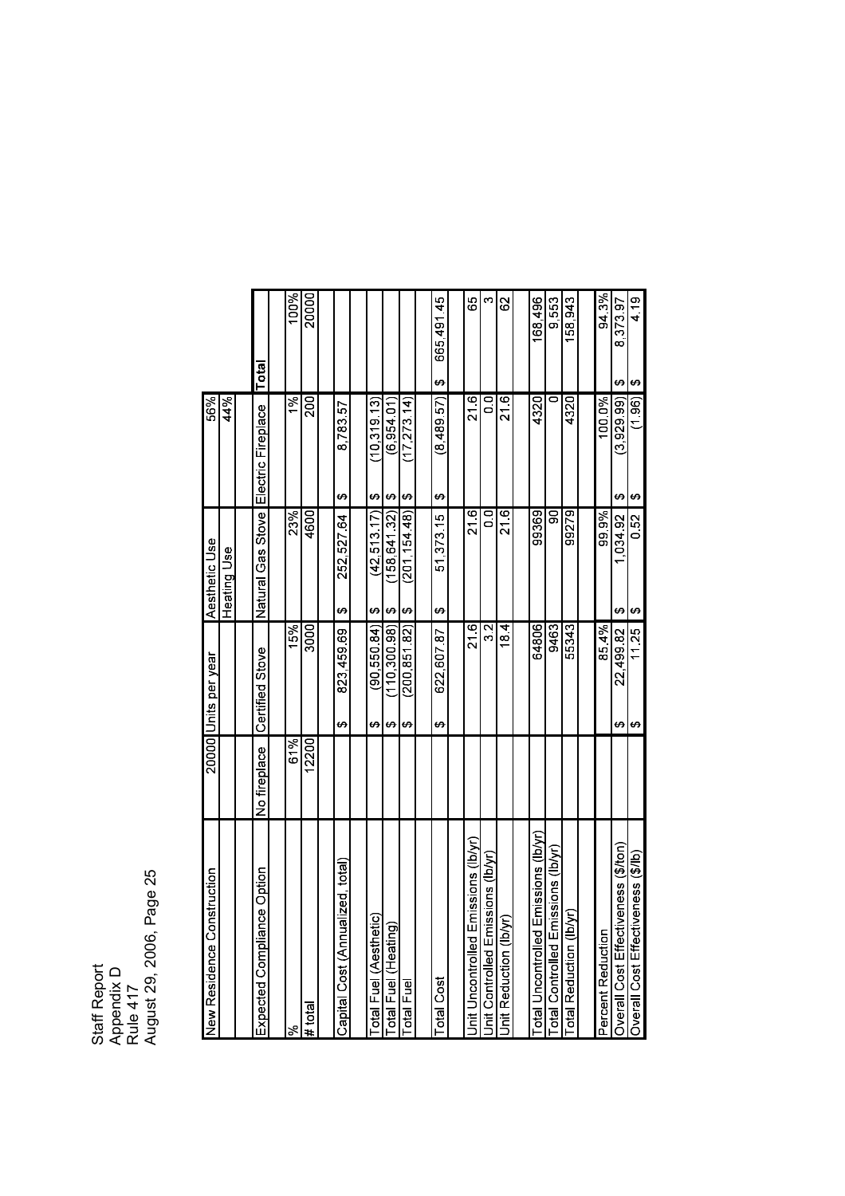Staff Report
Appendix D
Rule 417
August 29, 2006, Page 25

| New Residence Construction | 20000 | Units per year | Aesthetic Use | 56% | |
|---|---|---|---|---|---|
| | | | Heating Use | 44% | |
| Expected Compliance Option | No fireplace | Certified Stove | Natural Gas Stove | Electric Fireplace | Total |
| | | | | | |
| % | 61% | 15% | 23% | 1% | 100% |
| # total | 12200 | 3000 | 4600 | 200 | 20000 |
| | | | | | |
| Capital Cost (Annualized, total) | | $ 823,459.69 | $ 252,527.64 | $ 8,783.57 | |
| | | | | | |
| Total Fuel (Aesthetic) | | $ (90,550.84) | $ (42,513.17) | $ (10,319.13) | |
| Total Fuel (Heating) | | $ (110,300.98) | $ (158,641.32) | $ (6,954.01) | |
| Total Fuel | | $ (200,851.82) | $ (201,154.48) | $ (17,273.14) | |
| | | | | | |
| Total Cost | | $ 622,607.87 | $ 51,373.15 | $ (8,489.57) | $ 665,491.45 |
| | | | | | |
| Unit Uncontrolled Emissions (lb/yr) | | 21.6 | 21.6 | 21.6 | 65 |
| Unit Controlled Emissions (lb/yr) | | 3.2 | 0.0 | 0.0 | 3 |
| Unit Reduction (lb/yr) | | 18.4 | 21.6 | 21.6 | 62 |
| | | | | | |
| Total Uncontrolled Emissions (lb/yr) | | 64806 | 99369 | 4320 | 168,496 |
| Total Controlled Emissions (lb/yr) | | 9463 | 90 | 0 | 9,553 |
| Total Reduction (lb/yr) | | 55343 | 99279 | 4320 | 158,943 |
| | | | | | |
| Percent Reduction | | 85.4% | 99.9% | 100.0% | 94.3% |
| Overall Cost Effectiveness ($/ton) | | $ 22,499.82 | $ 1,034.92 | $ (3,929.99) | $ 8,373.97 |
| Overall Cost Effectiveness ($/lb) | | $ 11.25 | $ 0.52 | $ (1.96) | $ 4.19 |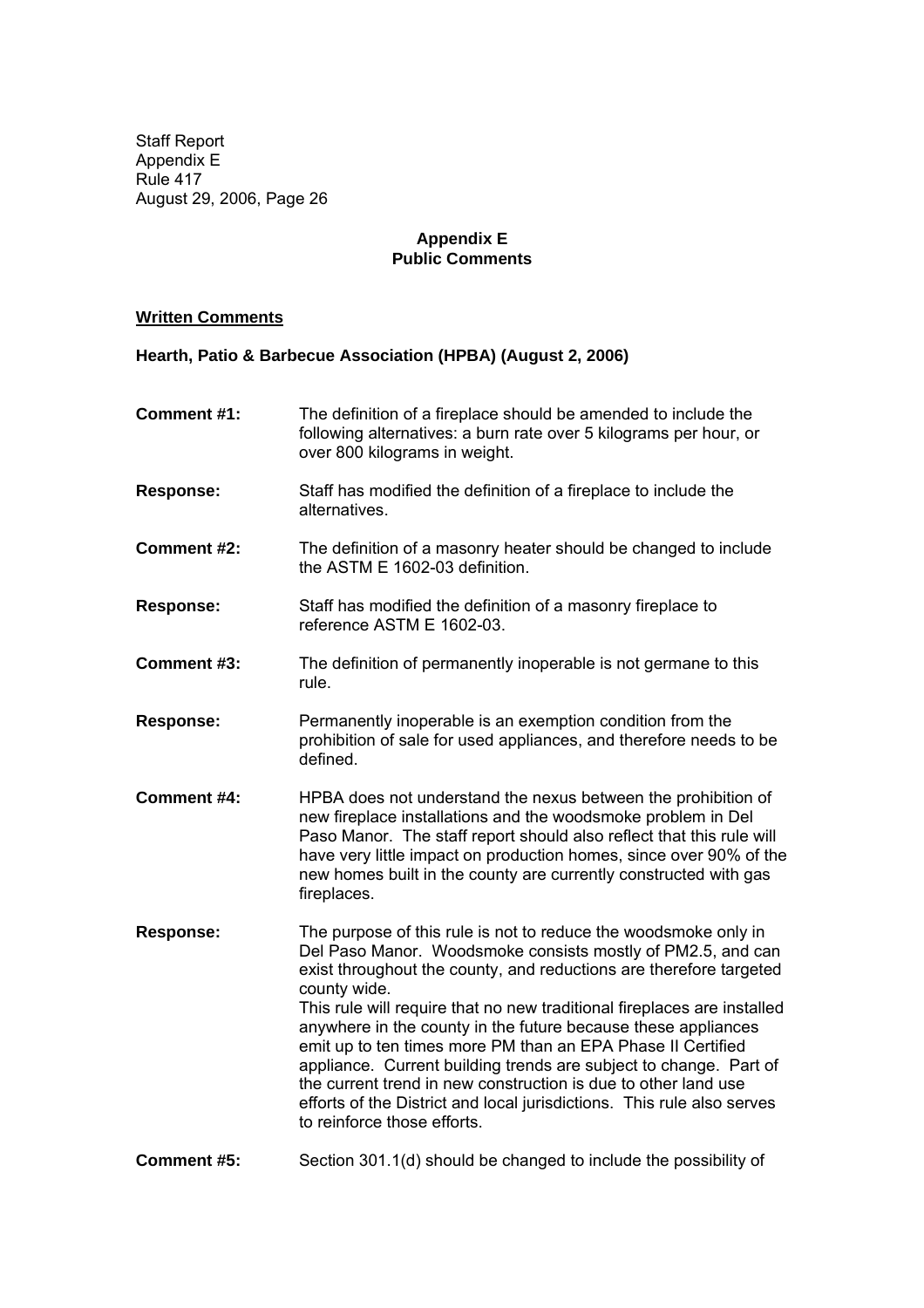## Appendix E
## Public Comments

**Written Comments**

**Hearth, Patio & Barbecue Association (HPBA) (August 2, 2006)**

**Comment #1:** The definition of a fireplace should be amended to include the following alternatives: a burn rate over 5 kilograms per hour, or over 800 kilograms in weight.

**Response:** Staff has modified the definition of a fireplace to include the alternatives.

**Comment #2:** The definition of a masonry heater should be changed to include the ASTM E 1602-03 definition.

**Response:** Staff has modified the definition of a masonry fireplace to reference ASTM E 1602-03.

**Comment #3:** The definition of permanently inoperable is not germane to this rule.

**Response:** Permanently inoperable is an exemption condition from the prohibition of sale for used appliances, and therefore needs to be defined.

**Comment #4:** HPBA does not understand the nexus between the prohibition of new fireplace installations and the woodsmoke problem in Del Paso Manor. The staff report should also reflect that this rule will have very little impact on production homes, since over 90% of the new homes built in the county are currently constructed with gas fireplaces.

**Response:** The purpose of this rule is not to reduce the woodsmoke only in Del Paso Manor. Woodsmoke consists mostly of PM2.5, and can exist throughout the county, and reductions are therefore targeted county wide.
This rule will require that no new traditional fireplaces are installed anywhere in the county in the future because these appliances emit up to ten times more PM than an EPA Phase II Certified appliance. Current building trends are subject to change. Part of the current trend in new construction is due to other land use efforts of the District and local jurisdictions. This rule also serves to reinforce those efforts.

**Comment #5:** Section 301.1(d) should be changed to include the possibility of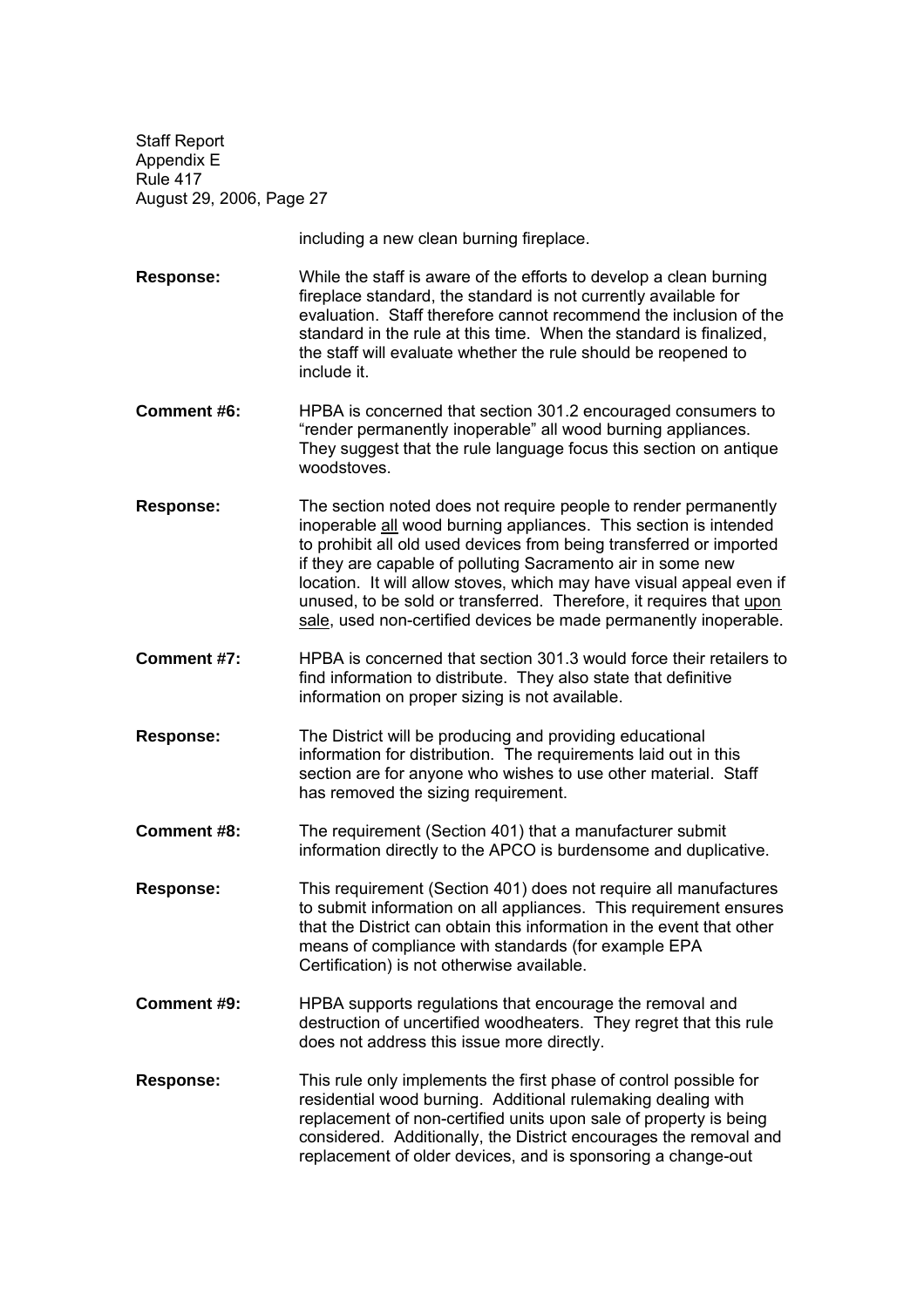including a new clean burning fireplace.

**Response:** While the staff is aware of the efforts to develop a clean burning fireplace standard, the standard is not currently available for evaluation. Staff therefore cannot recommend the inclusion of the standard in the rule at this time. When the standard is finalized, the staff will evaluate whether the rule should be reopened to include it.

**Comment #6:** HPBA is concerned that section 301.2 encouraged consumers to "render permanently inoperable" all wood burning appliances. They suggest that the rule language focus this section on antique woodstoves.

**Response:** The section noted does not require people to render permanently inoperable <u>all</u> wood burning appliances. This section is intended to prohibit all old used devices from being transferred or imported if they are capable of polluting Sacramento air in some new location. It will allow stoves, which may have visual appeal even if unused, to be sold or transferred. Therefore, it requires that <u>upon sale</u>, used non-certified devices be made permanently inoperable.

**Comment #7:** HPBA is concerned that section 301.3 would force their retailers to find information to distribute. They also state that definitive information on proper sizing is not available.

**Response:** The District will be producing and providing educational information for distribution. The requirements laid out in this section are for anyone who wishes to use other material. Staff has removed the sizing requirement.

**Comment #8:** The requirement (Section 401) that a manufacturer submit information directly to the APCO is burdensome and duplicative.

**Response:** This requirement (Section 401) does not require all manufactures to submit information on all appliances. This requirement ensures that the District can obtain this information in the event that other means of compliance with standards (for example EPA Certification) is not otherwise available.

**Comment #9:** HPBA supports regulations that encourage the removal and destruction of uncertified woodheaters. They regret that this rule does not address this issue more directly.

**Response:** This rule only implements the first phase of control possible for residential wood burning. Additional rulemaking dealing with replacement of non-certified units upon sale of property is being considered. Additionally, the District encourages the removal and replacement of older devices, and is sponsoring a change-out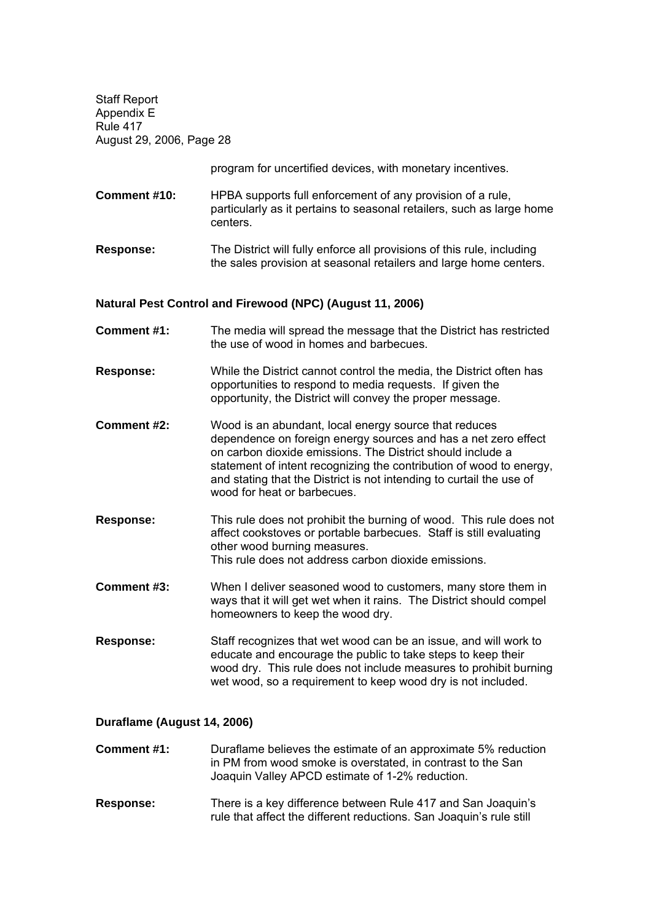program for uncertified devices, with monetary incentives.

**Comment #10:** HPBA supports full enforcement of any provision of a rule, particularly as it pertains to seasonal retailers, such as large home centers.

**Response:** The District will fully enforce all provisions of this rule, including the sales provision at seasonal retailers and large home centers.

**Natural Pest Control and Firewood (NPC) (August 11, 2006)**

**Comment #1:** The media will spread the message that the District has restricted the use of wood in homes and barbecues.

**Response:** While the District cannot control the media, the District often has opportunities to respond to media requests. If given the opportunity, the District will convey the proper message.

**Comment #2:** Wood is an abundant, local energy source that reduces dependence on foreign energy sources and has a net zero effect on carbon dioxide emissions. The District should include a statement of intent recognizing the contribution of wood to energy, and stating that the District is not intending to curtail the use of wood for heat or barbecues.

**Response:** This rule does not prohibit the burning of wood. This rule does not affect cookstoves or portable barbecues. Staff is still evaluating other wood burning measures.
This rule does not address carbon dioxide emissions.

**Comment #3:** When I deliver seasoned wood to customers, many store them in ways that it will get wet when it rains. The District should compel homeowners to keep the wood dry.

**Response:** Staff recognizes that wet wood can be an issue, and will work to educate and encourage the public to take steps to keep their wood dry. This rule does not include measures to prohibit burning wet wood, so a requirement to keep wood dry is not included.

**Duraflame (August 14, 2006)**

**Comment #1:** Duraflame believes the estimate of an approximate 5% reduction in PM from wood smoke is overstated, in contrast to the San Joaquin Valley APCD estimate of 1-2% reduction.

**Response:** There is a key difference between Rule 417 and San Joaquin's rule that affect the different reductions. San Joaquin's rule still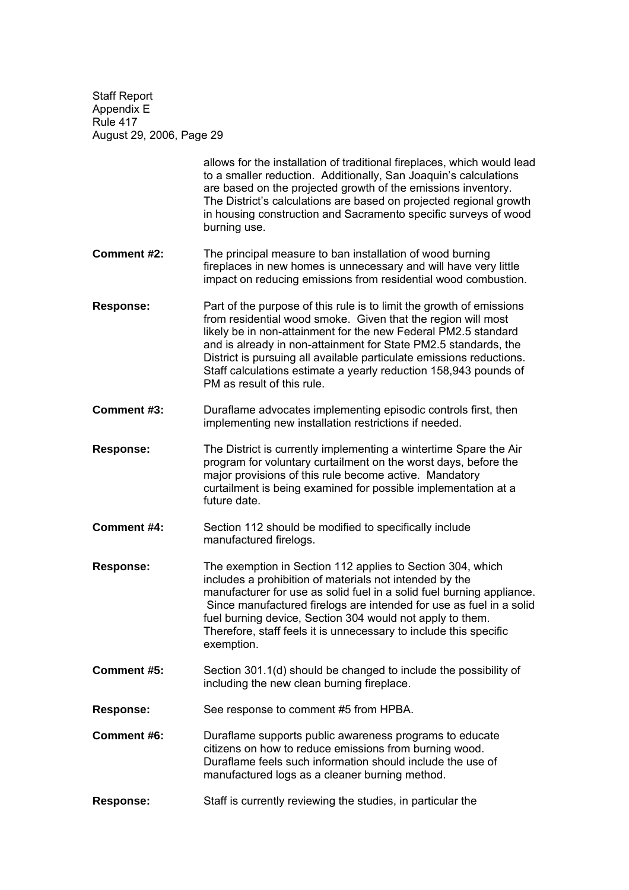allows for the installation of traditional fireplaces, which would lead to a smaller reduction. Additionally, San Joaquin's calculations are based on the projected growth of the emissions inventory. The District's calculations are based on projected regional growth in housing construction and Sacramento specific surveys of wood burning use.

**Comment #2:** The principal measure to ban installation of wood burning fireplaces in new homes is unnecessary and will have very little impact on reducing emissions from residential wood combustion.

**Response:** Part of the purpose of this rule is to limit the growth of emissions from residential wood smoke. Given that the region will most likely be in non-attainment for the new Federal PM2.5 standard and is already in non-attainment for State PM2.5 standards, the District is pursuing all available particulate emissions reductions. Staff calculations estimate a yearly reduction 158,943 pounds of PM as result of this rule.

**Comment #3:** Duraflame advocates implementing episodic controls first, then implementing new installation restrictions if needed.

**Response:** The District is currently implementing a wintertime Spare the Air program for voluntary curtailment on the worst days, before the major provisions of this rule become active. Mandatory curtailment is being examined for possible implementation at a future date.

**Comment #4:** Section 112 should be modified to specifically include manufactured firelogs.

**Response:** The exemption in Section 112 applies to Section 304, which includes a prohibition of materials not intended by the manufacturer for use as solid fuel in a solid fuel burning appliance. Since manufactured firelogs are intended for use as fuel in a solid fuel burning device, Section 304 would not apply to them. Therefore, staff feels it is unnecessary to include this specific exemption.

**Comment #5:** Section 301.1(d) should be changed to include the possibility of including the new clean burning fireplace.

**Response:** See response to comment #5 from HPBA.

**Comment #6:** Duraflame supports public awareness programs to educate citizens on how to reduce emissions from burning wood. Duraflame feels such information should include the use of manufactured logs as a cleaner burning method.

**Response:** Staff is currently reviewing the studies, in particular the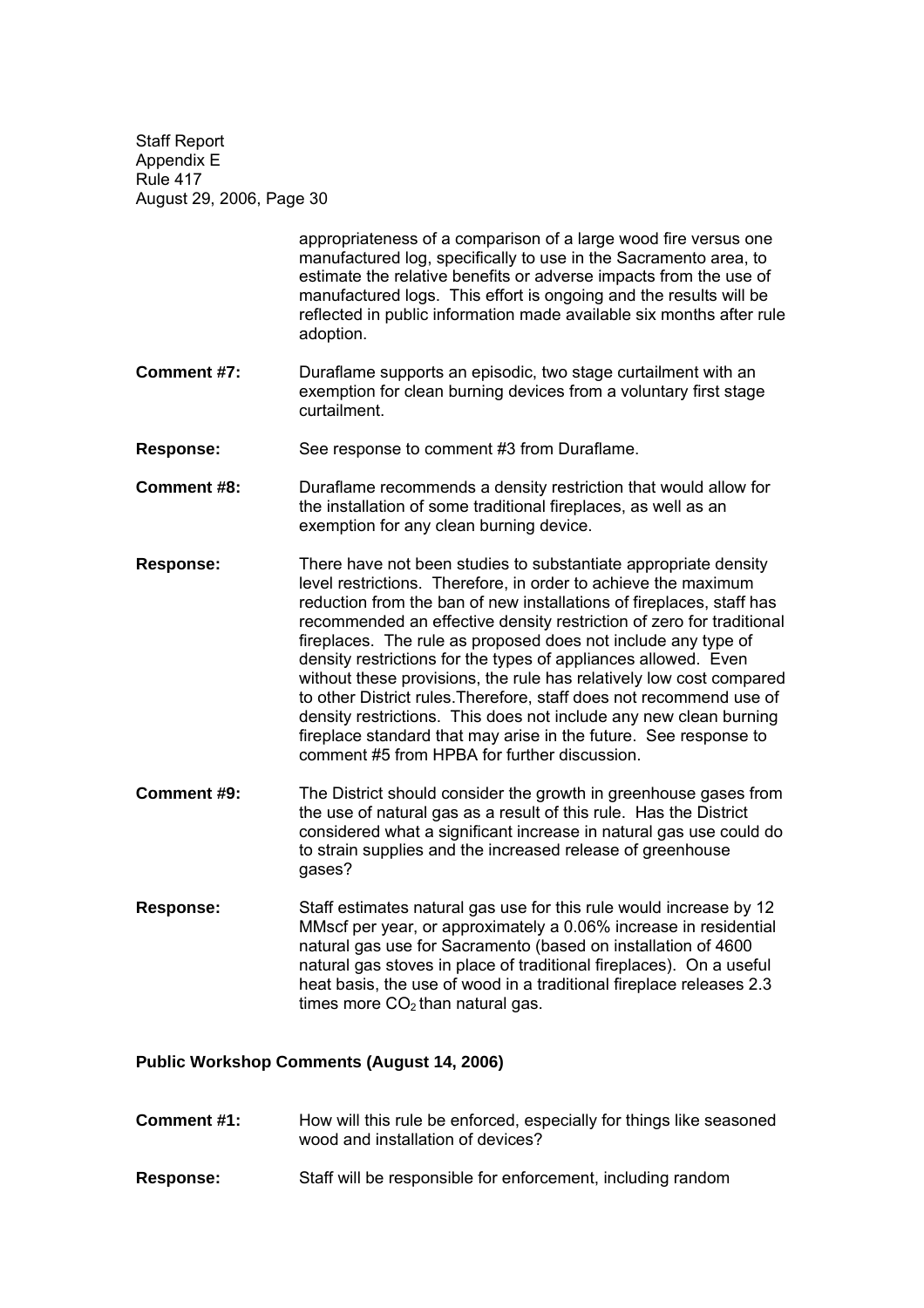appropriateness of a comparison of a large wood fire versus one manufactured log, specifically to use in the Sacramento area, to estimate the relative benefits or adverse impacts from the use of manufactured logs. This effort is ongoing and the results will be reflected in public information made available six months after rule adoption.

**Comment #7:** Duraflame supports an episodic, two stage curtailment with an exemption for clean burning devices from a voluntary first stage curtailment.

**Response:** See response to comment #3 from Duraflame.

**Comment #8:** Duraflame recommends a density restriction that would allow for the installation of some traditional fireplaces, as well as an exemption for any clean burning device.

**Response:** There have not been studies to substantiate appropriate density level restrictions. Therefore, in order to achieve the maximum reduction from the ban of new installations of fireplaces, staff has recommended an effective density restriction of zero for traditional fireplaces. The rule as proposed does not include any type of density restrictions for the types of appliances allowed. Even without these provisions, the rule has relatively low cost compared to other District rules.Therefore, staff does not recommend use of density restrictions. This does not include any new clean burning fireplace standard that may arise in the future. See response to comment #5 from HPBA for further discussion.

**Comment #9:** The District should consider the growth in greenhouse gases from the use of natural gas as a result of this rule. Has the District considered what a significant increase in natural gas use could do to strain supplies and the increased release of greenhouse gases?

**Response:** Staff estimates natural gas use for this rule would increase by 12 MMscf per year, or approximately a 0.06% increase in residential natural gas use for Sacramento (based on installation of 4600 natural gas stoves in place of traditional fireplaces). On a useful heat basis, the use of wood in a traditional fireplace releases 2.3 times more $CO_2$ than natural gas.

**Public Workshop Comments (August 14, 2006)**

**Comment #1:** How will this rule be enforced, especially for things like seasoned wood and installation of devices?

**Response:** Staff will be responsible for enforcement, including random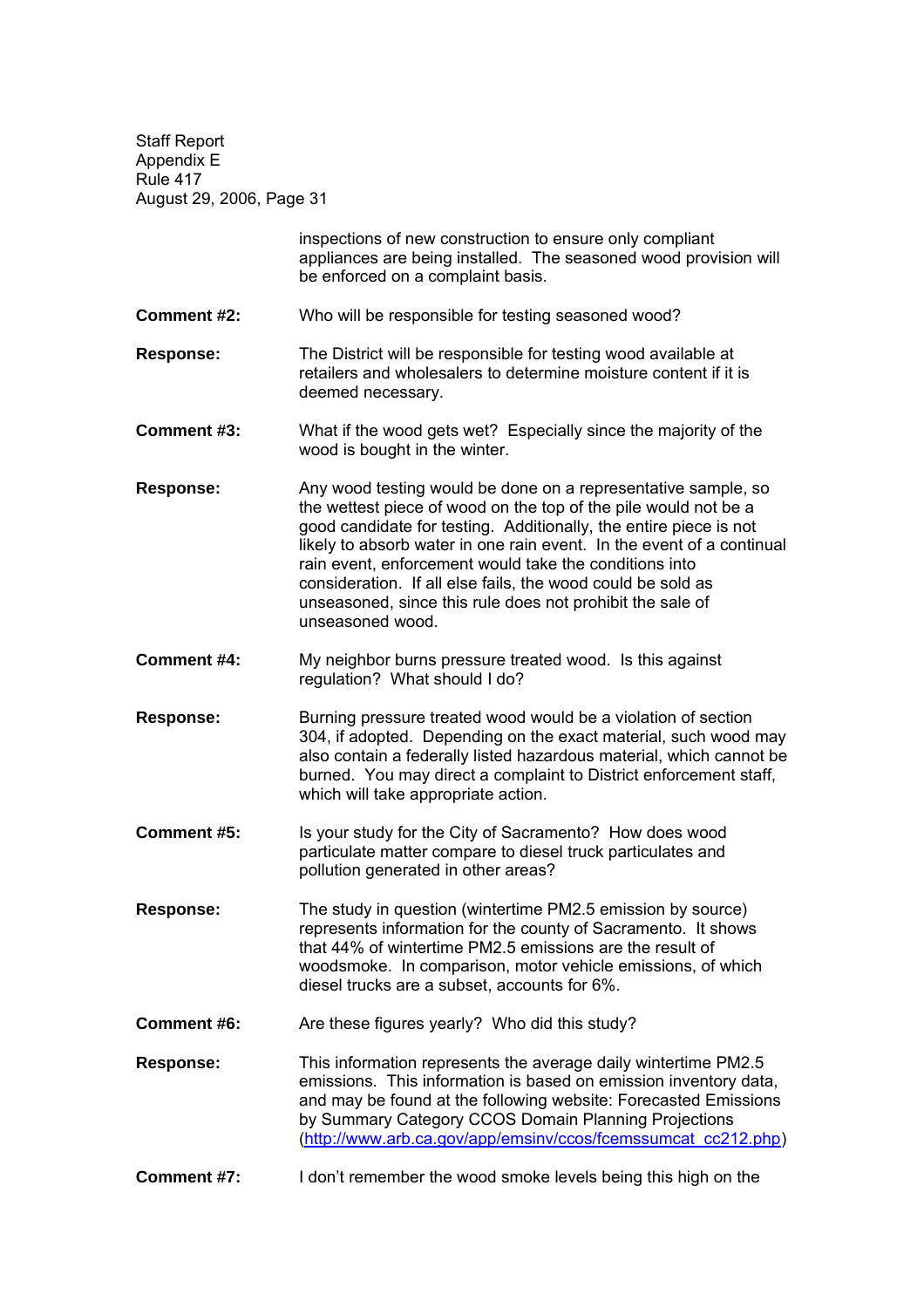inspections of new construction to ensure only compliant appliances are being installed. The seasoned wood provision will be enforced on a complaint basis.

**Comment #2:** Who will be responsible for testing seasoned wood?

**Response:** The District will be responsible for testing wood available at retailers and wholesalers to determine moisture content if it is deemed necessary.

**Comment #3:** What if the wood gets wet? Especially since the majority of the wood is bought in the winter.

**Response:** Any wood testing would be done on a representative sample, so the wettest piece of wood on the top of the pile would not be a good candidate for testing. Additionally, the entire piece is not likely to absorb water in one rain event. In the event of a continual rain event, enforcement would take the conditions into consideration. If all else fails, the wood could be sold as unseasoned, since this rule does not prohibit the sale of unseasoned wood.

**Comment #4:** My neighbor burns pressure treated wood. Is this against regulation? What should I do?

**Response:** Burning pressure treated wood would be a violation of section 304, if adopted. Depending on the exact material, such wood may also contain a federally listed hazardous material, which cannot be burned. You may direct a complaint to District enforcement staff, which will take appropriate action.

**Comment #5:** Is your study for the City of Sacramento? How does wood particulate matter compare to diesel truck particulates and pollution generated in other areas?

**Response:** The study in question (wintertime PM2.5 emission by source) represents information for the county of Sacramento. It shows that 44% of wintertime PM2.5 emissions are the result of woodsmoke. In comparison, motor vehicle emissions, of which diesel trucks are a subset, accounts for 6%.

**Comment #6:** Are these figures yearly? Who did this study?

**Response:** This information represents the average daily wintertime PM2.5 emissions. This information is based on emission inventory data, and may be found at the following website: Forecasted Emissions by Summary Category CCOS Domain Planning Projections (http://www.arb.ca.gov/app/emsinv/ccos/fcemssumcat_cc212.php)

**Comment #7:** I don't remember the wood smoke levels being this high on the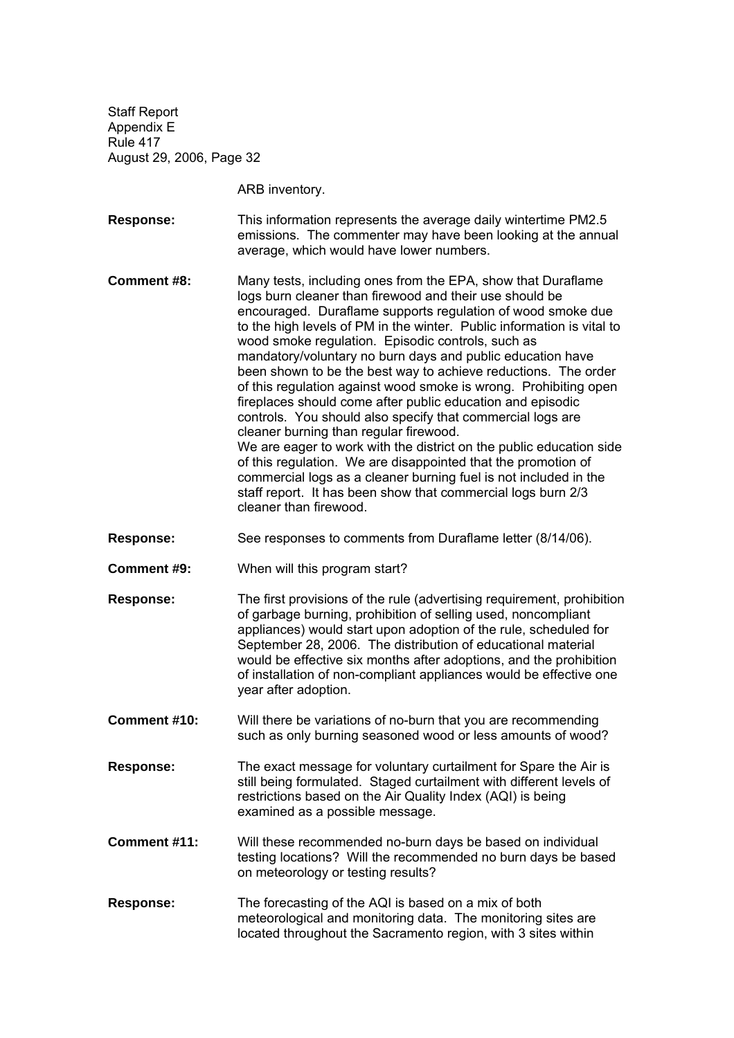ARB inventory.

**Response:** This information represents the average daily wintertime PM2.5 emissions. The commenter may have been looking at the annual average, which would have lower numbers.

**Comment #8:** Many tests, including ones from the EPA, show that Duraflame logs burn cleaner than firewood and their use should be encouraged. Duraflame supports regulation of wood smoke due to the high levels of PM in the winter. Public information is vital to wood smoke regulation. Episodic controls, such as mandatory/voluntary no burn days and public education have been shown to be the best way to achieve reductions. The order of this regulation against wood smoke is wrong. Prohibiting open fireplaces should come after public education and episodic controls. You should also specify that commercial logs are cleaner burning than regular firewood.
We are eager to work with the district on the public education side of this regulation. We are disappointed that the promotion of commercial logs as a cleaner burning fuel is not included in the staff report. It has been show that commercial logs burn 2/3 cleaner than firewood.

**Response:** See responses to comments from Duraflame letter (8/14/06).

**Comment #9:** When will this program start?

**Response:** The first provisions of the rule (advertising requirement, prohibition of garbage burning, prohibition of selling used, noncompliant appliances) would start upon adoption of the rule, scheduled for September 28, 2006. The distribution of educational material would be effective six months after adoptions, and the prohibition of installation of non-compliant appliances would be effective one year after adoption.

**Comment #10:** Will there be variations of no-burn that you are recommending such as only burning seasoned wood or less amounts of wood?

**Response:** The exact message for voluntary curtailment for Spare the Air is still being formulated. Staged curtailment with different levels of restrictions based on the Air Quality Index (AQI) is being examined as a possible message.

**Comment #11:** Will these recommended no-burn days be based on individual testing locations? Will the recommended no burn days be based on meteorology or testing results?

**Response:** The forecasting of the AQI is based on a mix of both meteorological and monitoring data. The monitoring sites are located throughout the Sacramento region, with 3 sites within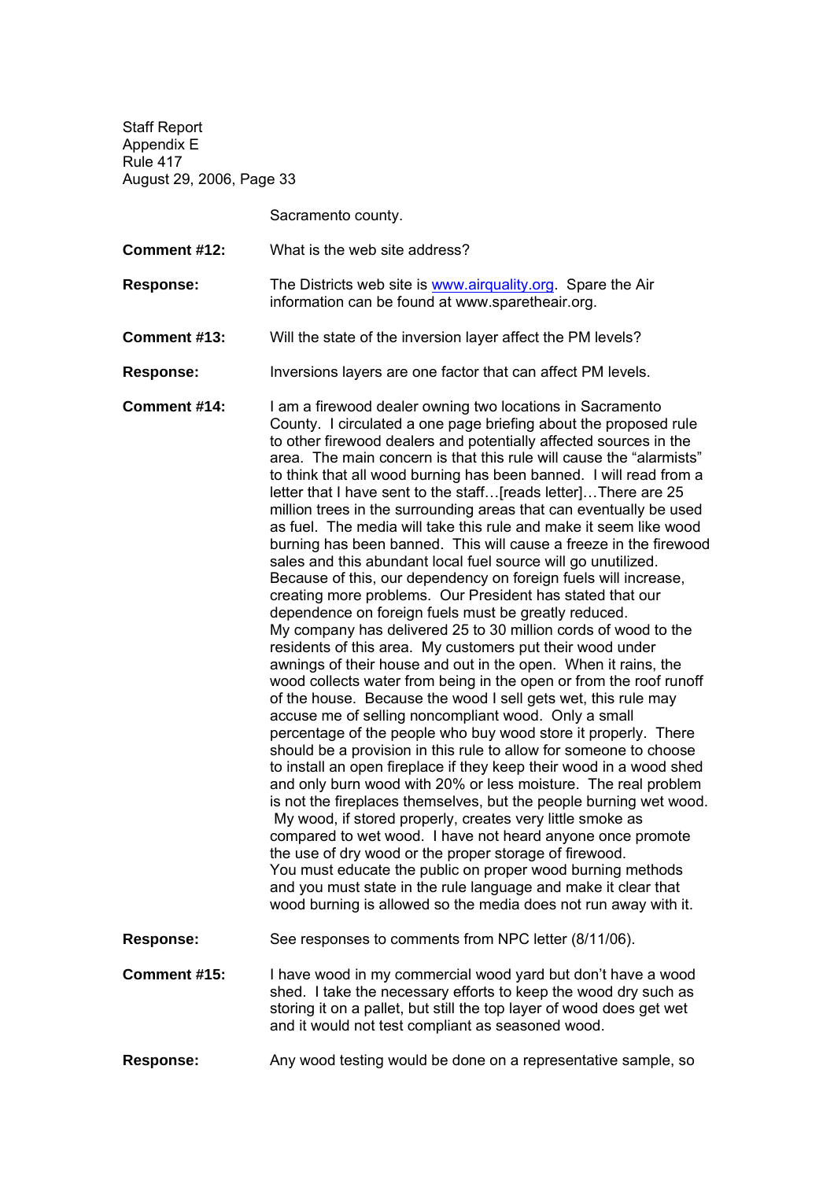Sacramento county.

**Comment #12:** What is the web site address?

**Response:** The Districts web site is www.airquality.org. Spare the Air information can be found at www.sparetheair.org.

**Comment #13:** Will the state of the inversion layer affect the PM levels?

**Response:** Inversions layers are one factor that can affect PM levels.

**Comment #14:** I am a firewood dealer owning two locations in Sacramento County. I circulated a one page briefing about the proposed rule to other firewood dealers and potentially affected sources in the area. The main concern is that this rule will cause the "alarmists" to think that all wood burning has been banned. I will read from a letter that I have sent to the staff…[reads letter]…There are 25 million trees in the surrounding areas that can eventually be used as fuel. The media will take this rule and make it seem like wood burning has been banned. This will cause a freeze in the firewood sales and this abundant local fuel source will go unutilized. Because of this, our dependency on foreign fuels will increase, creating more problems. Our President has stated that our dependence on foreign fuels must be greatly reduced.

My company has delivered 25 to 30 million cords of wood to the residents of this area. My customers put their wood under awnings of their house and out in the open. When it rains, the wood collects water from being in the open or from the roof runoff of the house. Because the wood I sell gets wet, this rule may accuse me of selling noncompliant wood. Only a small percentage of the people who buy wood store it properly. There should be a provision in this rule to allow for someone to choose to install an open fireplace if they keep their wood in a wood shed and only burn wood with 20% or less moisture. The real problem is not the fireplaces themselves, but the people burning wet wood. My wood, if stored properly, creates very little smoke as compared to wet wood. I have not heard anyone once promote the use of dry wood or the proper storage of firewood.

You must educate the public on proper wood burning methods and you must state in the rule language and make it clear that wood burning is allowed so the media does not run away with it.

**Response:** See responses to comments from NPC letter (8/11/06).

**Comment #15:** I have wood in my commercial wood yard but don't have a wood shed. I take the necessary efforts to keep the wood dry such as storing it on a pallet, but still the top layer of wood does get wet and it would not test compliant as seasoned wood.

**Response:** Any wood testing would be done on a representative sample, so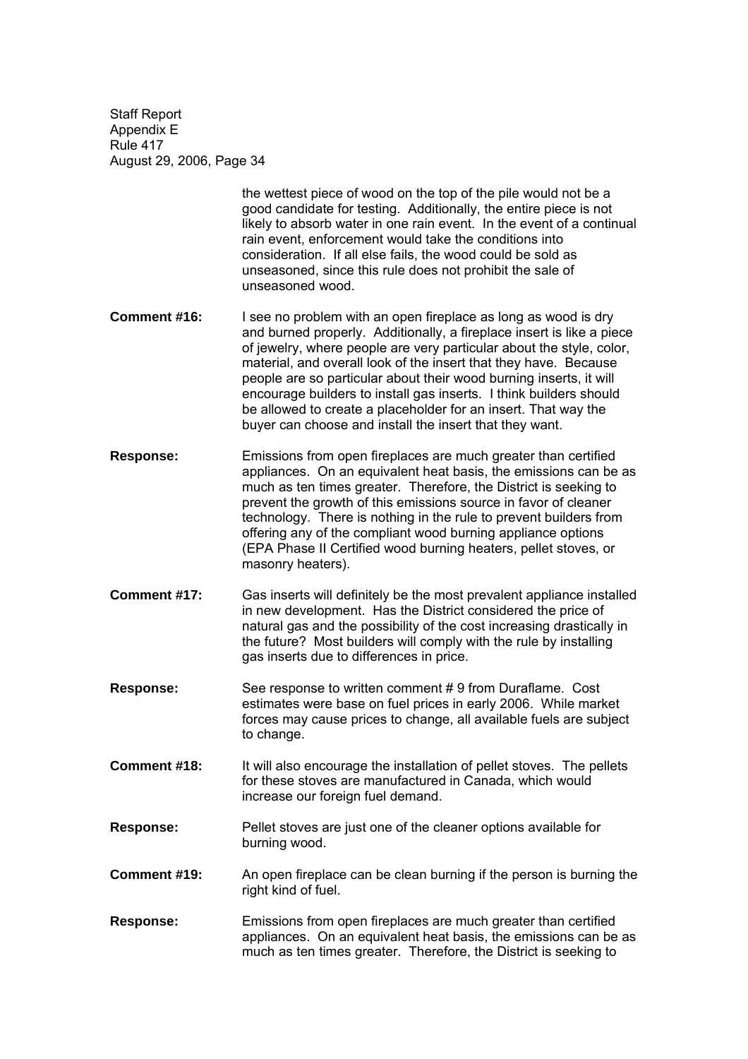the wettest piece of wood on the top of the pile would not be a good candidate for testing. Additionally, the entire piece is not likely to absorb water in one rain event. In the event of a continual rain event, enforcement would take the conditions into consideration. If all else fails, the wood could be sold as unseasoned, since this rule does not prohibit the sale of unseasoned wood.

**Comment #16:** I see no problem with an open fireplace as long as wood is dry and burned properly. Additionally, a fireplace insert is like a piece of jewelry, where people are very particular about the style, color, material, and overall look of the insert that they have. Because people are so particular about their wood burning inserts, it will encourage builders to install gas inserts. I think builders should be allowed to create a placeholder for an insert. That way the buyer can choose and install the insert that they want.

**Response:** Emissions from open fireplaces are much greater than certified appliances. On an equivalent heat basis, the emissions can be as much as ten times greater. Therefore, the District is seeking to prevent the growth of this emissions source in favor of cleaner technology. There is nothing in the rule to prevent builders from offering any of the compliant wood burning appliance options (EPA Phase II Certified wood burning heaters, pellet stoves, or masonry heaters).

**Comment #17:** Gas inserts will definitely be the most prevalent appliance installed in new development. Has the District considered the price of natural gas and the possibility of the cost increasing drastically in the future? Most builders will comply with the rule by installing gas inserts due to differences in price.

**Response:** See response to written comment # 9 from Duraflame. Cost estimates were base on fuel prices in early 2006. While market forces may cause prices to change, all available fuels are subject to change.

**Comment #18:** It will also encourage the installation of pellet stoves. The pellets for these stoves are manufactured in Canada, which would increase our foreign fuel demand.

**Response:** Pellet stoves are just one of the cleaner options available for burning wood.

**Comment #19:** An open fireplace can be clean burning if the person is burning the right kind of fuel.

**Response:** Emissions from open fireplaces are much greater than certified appliances. On an equivalent heat basis, the emissions can be as much as ten times greater. Therefore, the District is seeking to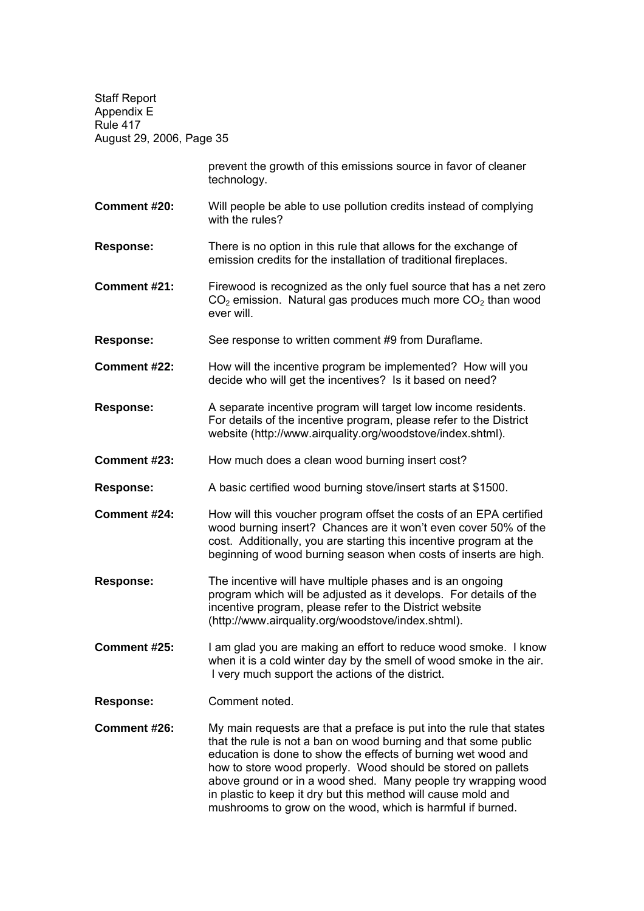prevent the growth of this emissions source in favor of cleaner technology.

**Comment #20:** Will people be able to use pollution credits instead of complying with the rules?

**Response:** There is no option in this rule that allows for the exchange of emission credits for the installation of traditional fireplaces.

**Comment #21:** Firewood is recognized as the only fuel source that has a net zero $CO_2$ emission. Natural gas produces much more $CO_2$ than wood ever will.

**Response:** See response to written comment #9 from Duraflame.

**Comment #22:** How will the incentive program be implemented? How will you decide who will get the incentives? Is it based on need?

**Response:** A separate incentive program will target low income residents. For details of the incentive program, please refer to the District website (http://www.airquality.org/woodstove/index.shtml).

**Comment #23:** How much does a clean wood burning insert cost?

**Response:** A basic certified wood burning stove/insert starts at $1500.

**Comment #24:** How will this voucher program offset the costs of an EPA certified wood burning insert? Chances are it won't even cover 50% of the cost. Additionally, you are starting this incentive program at the beginning of wood burning season when costs of inserts are high.

**Response:** The incentive will have multiple phases and is an ongoing program which will be adjusted as it develops. For details of the incentive program, please refer to the District website (http://www.airquality.org/woodstove/index.shtml).

**Comment #25:** I am glad you are making an effort to reduce wood smoke. I know when it is a cold winter day by the smell of wood smoke in the air. I very much support the actions of the district.

**Response:** Comment noted.

**Comment #26:** My main requests are that a preface is put into the rule that states that the rule is not a ban on wood burning and that some public education is done to show the effects of burning wet wood and how to store wood properly. Wood should be stored on pallets above ground or in a wood shed. Many people try wrapping wood in plastic to keep it dry but this method will cause mold and mushrooms to grow on the wood, which is harmful if burned.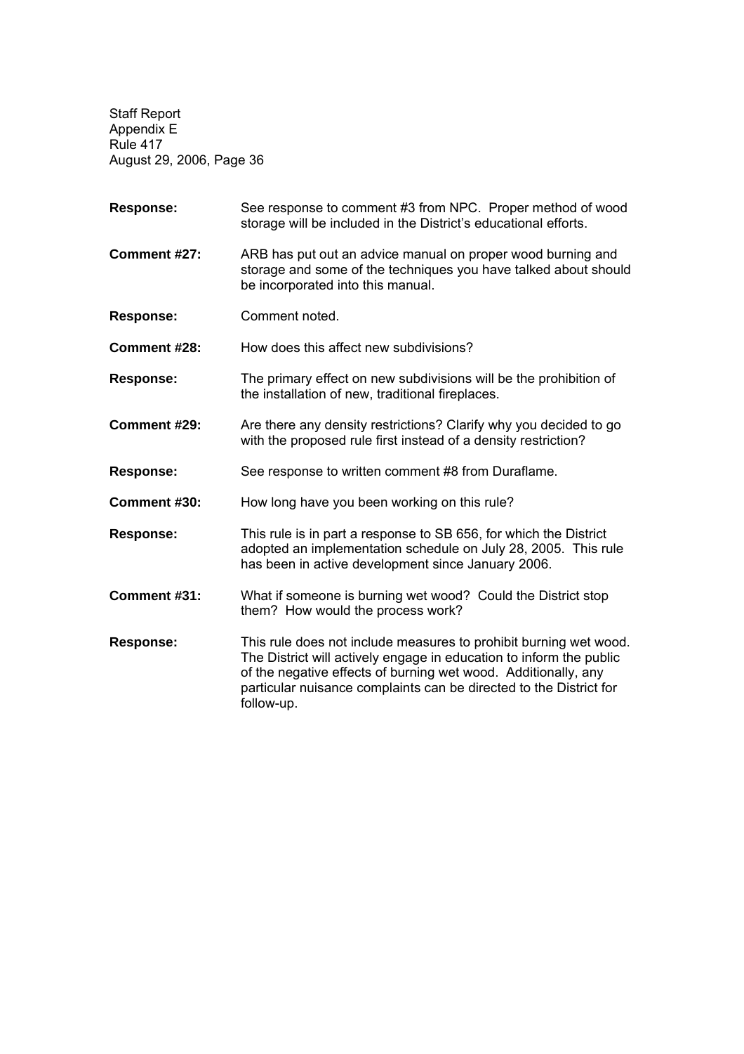**Response:** See response to comment #3 from NPC. Proper method of wood storage will be included in the District's educational efforts.

**Comment #27:** ARB has put out an advice manual on proper wood burning and storage and some of the techniques you have talked about should be incorporated into this manual.

**Response:** Comment noted.

**Comment #28:** How does this affect new subdivisions?

**Response:** The primary effect on new subdivisions will be the prohibition of the installation of new, traditional fireplaces.

**Comment #29:** Are there any density restrictions? Clarify why you decided to go with the proposed rule first instead of a density restriction?

**Response:** See response to written comment #8 from Duraflame.

**Comment #30:** How long have you been working on this rule?

**Response:** This rule is in part a response to SB 656, for which the District adopted an implementation schedule on July 28, 2005. This rule has been in active development since January 2006.

**Comment #31:** What if someone is burning wet wood? Could the District stop them? How would the process work?

**Response:** This rule does not include measures to prohibit burning wet wood. The District will actively engage in education to inform the public of the negative effects of burning wet wood. Additionally, any particular nuisance complaints can be directed to the District for follow-up.